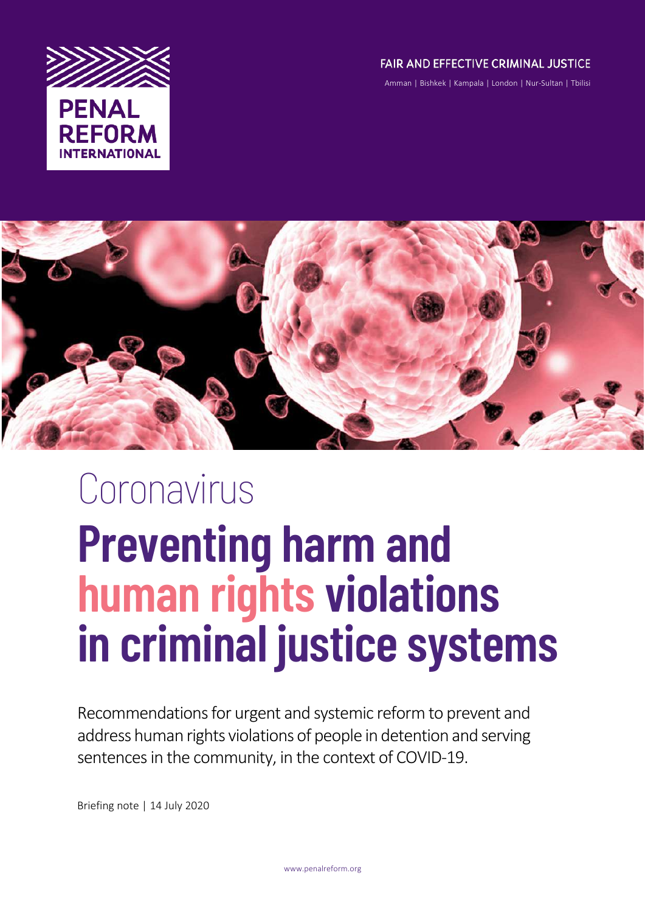PENAL REFORM INTERNATIONAL

FAIR AND EFFECTIVE CRIMINAL JUSTICE

Amman | Bishkek | Kampala | London | Nur-Sultan | Tbilisi

# Coronavirus

# Preventing harm and human rights violations in criminal justice systems

Recommendations for urgent and systemic reform to prevent and address human rights violations of people in detention and serving sentences in the community, in the context of COVID-19.

Briefing note | 14 July 2020

www.penalreform.org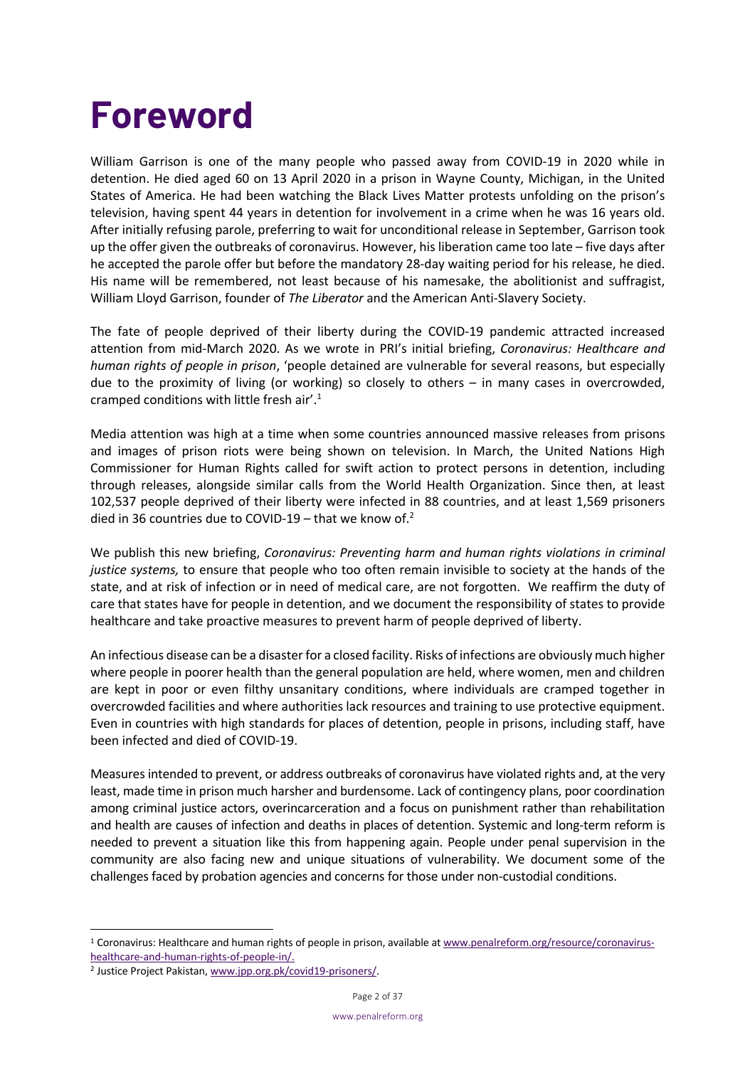# Foreword

William Garrison is one of the many people who passed away from COVID-19 in 2020 while in detention. He died aged 60 on 13 April 2020 in a prison in Wayne County, Michigan, in the United States of America. He had been watching the Black Lives Matter protests unfolding on the prison's television, having spent 44 years in detention for involvement in a crime when he was 16 years old. After initially refusing parole, preferring to wait for unconditional release in September, Garrison took up the offer given the outbreaks of coronavirus. However, his liberation came too late – five days after he accepted the parole offer but before the mandatory 28-day waiting period for his release, he died. His name will be remembered, not least because of his namesake, the abolitionist and suffragist, William Lloyd Garrison, founder of *The Liberator* and the American Anti-Slavery Society.

The fate of people deprived of their liberty during the COVID-19 pandemic attracted increased attention from mid-March 2020. As we wrote in PRI's initial briefing, *Coronavirus: Healthcare and human rights of people in prison*, 'people detained are vulnerable for several reasons, but especially due to the proximity of living (or working) so closely to others – in many cases in overcrowded, cramped conditions with little fresh air'.[1]

Media attention was high at a time when some countries announced massive releases from prisons and images of prison riots were being shown on television. In March, the United Nations High Commissioner for Human Rights called for swift action to protect persons in detention, including through releases, alongside similar calls from the World Health Organization. Since then, at least 102,537 people deprived of their liberty were infected in 88 countries, and at least 1,569 prisoners died in 36 countries due to COVID-19 – that we know of.[2]

We publish this new briefing, *Coronavirus: Preventing harm and human rights violations in criminal justice systems,* to ensure that people who too often remain invisible to society at the hands of the state, and at risk of infection or in need of medical care, are not forgotten. We reaffirm the duty of care that states have for people in detention, and we document the responsibility of states to provide healthcare and take proactive measures to prevent harm of people deprived of liberty.

An infectious disease can be a disaster for a closed facility. Risks of infections are obviously much higher where people in poorer health than the general population are held, where women, men and children are kept in poor or even filthy unsanitary conditions, where individuals are cramped together in overcrowded facilities and where authorities lack resources and training to use protective equipment. Even in countries with high standards for places of detention, people in prisons, including staff, have been infected and died of COVID-19.

Measures intended to prevent, or address outbreaks of coronavirus have violated rights and, at the very least, made time in prison much harsher and burdensome. Lack of contingency plans, poor coordination among criminal justice actors, overincarceration and a focus on punishment rather than rehabilitation and health are causes of infection and deaths in places of detention. Systemic and long-term reform is needed to prevent a situation like this from happening again. People under penal supervision in the community are also facing new and unique situations of vulnerability. We document some of the challenges faced by probation agencies and concerns for those under non-custodial conditions.

---

[1] Coronavirus: Healthcare and human rights of people in prison, available at www.penalreform.org/resource/coronavirus-healthcare-and-human-rights-of-people-in/.

[2] Justice Project Pakistan, www.jpp.org.pk/covid19-prisoners/.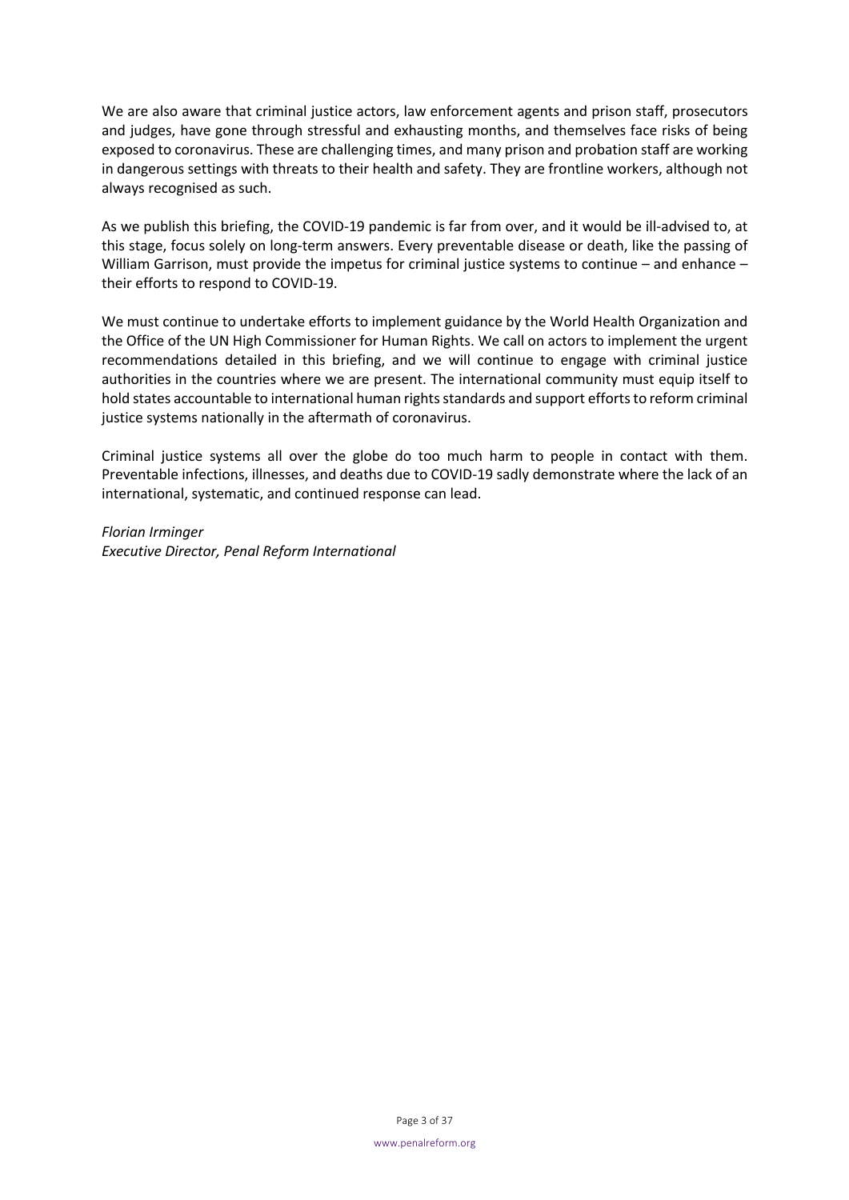We are also aware that criminal justice actors, law enforcement agents and prison staff, prosecutors and judges, have gone through stressful and exhausting months, and themselves face risks of being exposed to coronavirus. These are challenging times, and many prison and probation staff are working in dangerous settings with threats to their health and safety. They are frontline workers, although not always recognised as such.

As we publish this briefing, the COVID-19 pandemic is far from over, and it would be ill-advised to, at this stage, focus solely on long-term answers. Every preventable disease or death, like the passing of William Garrison, must provide the impetus for criminal justice systems to continue – and enhance – their efforts to respond to COVID-19.

We must continue to undertake efforts to implement guidance by the World Health Organization and the Office of the UN High Commissioner for Human Rights. We call on actors to implement the urgent recommendations detailed in this briefing, and we will continue to engage with criminal justice authorities in the countries where we are present. The international community must equip itself to hold states accountable to international human rights standards and support efforts to reform criminal justice systems nationally in the aftermath of coronavirus.

Criminal justice systems all over the globe do too much harm to people in contact with them. Preventable infections, illnesses, and deaths due to COVID-19 sadly demonstrate where the lack of an international, systematic, and continued response can lead.

*Florian Irminger*
*Executive Director, Penal Reform International*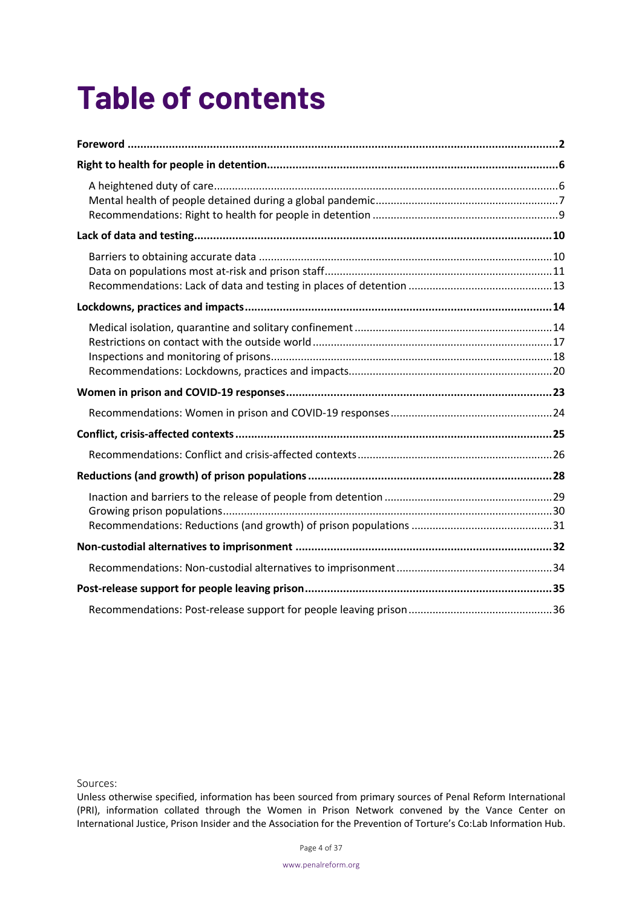# Table of contents

**Foreword** ..... **2**

**Right to health for people in detention** ..... **6**

- A heightened duty of care ..... 6
- Mental health of people detained during a global pandemic ..... 7
- Recommendations: Right to health for people in detention ..... 9

**Lack of data and testing** ..... **10**

- Barriers to obtaining accurate data ..... 10
- Data on populations most at-risk and prison staff ..... 11
- Recommendations: Lack of data and testing in places of detention ..... 13

**Lockdowns, practices and impacts** ..... **14**

- Medical isolation, quarantine and solitary confinement ..... 14
- Restrictions on contact with the outside world ..... 17
- Inspections and monitoring of prisons ..... 18
- Recommendations: Lockdowns, practices and impacts ..... 20

**Women in prison and COVID-19 responses** ..... **23**

- Recommendations: Women in prison and COVID-19 responses ..... 24

**Conflict, crisis-affected contexts** ..... **25**

- Recommendations: Conflict and crisis-affected contexts ..... 26

**Reductions (and growth) of prison populations** ..... **28**

- Inaction and barriers to the release of people from detention ..... 29
- Growing prison populations ..... 30
- Recommendations: Reductions (and growth) of prison populations ..... 31

**Non-custodial alternatives to imprisonment** ..... **32**

- Recommendations: Non-custodial alternatives to imprisonment ..... 34

**Post-release support for people leaving prison** ..... **35**

- Recommendations: Post-release support for people leaving prison ..... 36

Sources:
Unless otherwise specified, information has been sourced from primary sources of Penal Reform International (PRI), information collated through the Women in Prison Network convened by the Vance Center on International Justice, Prison Insider and the Association for the Prevention of Torture's Co:Lab Information Hub.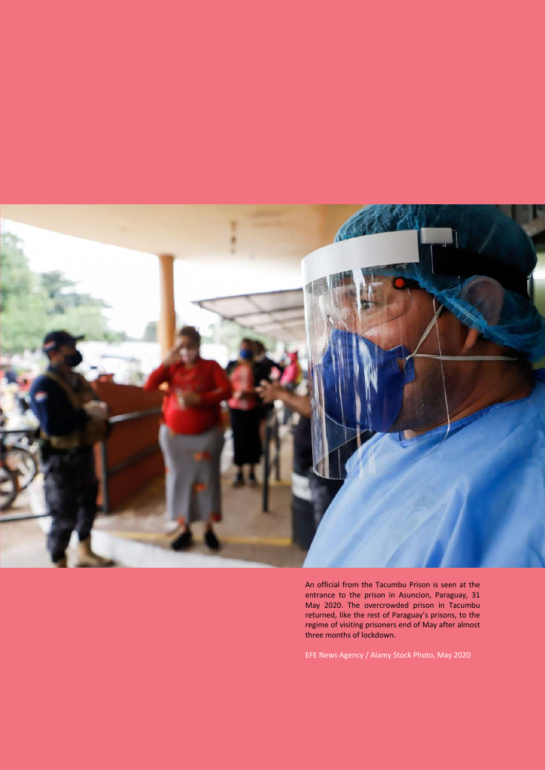An official from the Tacumbu Prison is seen at the entrance to the prison in Asuncion, Paraguay, 31 May 2020. The overcrowded prison in Tacumbu returned, like the rest of Paraguay's prisons, to the regime of visiting prisoners end of May after almost three months of lockdown.

EFE News Agency / Alamy Stock Photo, May 2020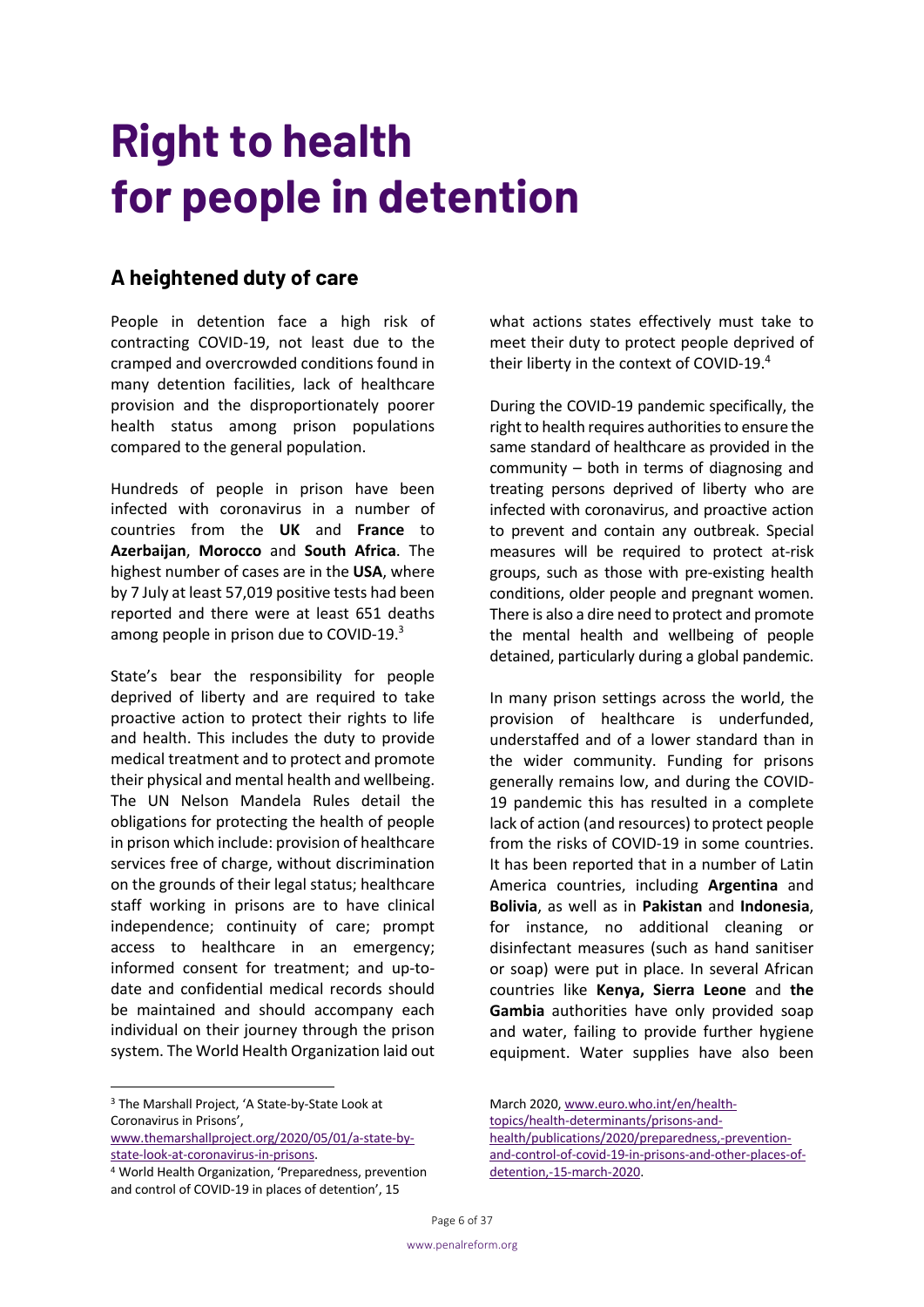# Right to health for people in detention

## A heightened duty of care

People in detention face a high risk of contracting COVID-19, not least due to the cramped and overcrowded conditions found in many detention facilities, lack of healthcare provision and the disproportionately poorer health status among prison populations compared to the general population.

Hundreds of people in prison have been infected with coronavirus in a number of countries from the **UK** and **France** to **Azerbaijan**, **Morocco** and **South Africa**. The highest number of cases are in the **USA**, where by 7 July at least 57,019 positive tests had been reported and there were at least 651 deaths among people in prison due to COVID-19.[3]

State's bear the responsibility for people deprived of liberty and are required to take proactive action to protect their rights to life and health. This includes the duty to provide medical treatment and to protect and promote their physical and mental health and wellbeing. The UN Nelson Mandela Rules detail the obligations for protecting the health of people in prison which include: provision of healthcare services free of charge, without discrimination on the grounds of their legal status; healthcare staff working in prisons are to have clinical independence; continuity of care; prompt access to healthcare in an emergency; informed consent for treatment; and up-to-date and confidential medical records should be maintained and should accompany each individual on their journey through the prison system. The World Health Organization laid out what actions states effectively must take to meet their duty to protect people deprived of their liberty in the context of COVID-19.[4]

During the COVID-19 pandemic specifically, the right to health requires authorities to ensure the same standard of healthcare as provided in the community – both in terms of diagnosing and treating persons deprived of liberty who are infected with coronavirus, and proactive action to prevent and contain any outbreak. Special measures will be required to protect at-risk groups, such as those with pre-existing health conditions, older people and pregnant women. There is also a dire need to protect and promote the mental health and wellbeing of people detained, particularly during a global pandemic.

In many prison settings across the world, the provision of healthcare is underfunded, understaffed and of a lower standard than in the wider community. Funding for prisons generally remains low, and during the COVID-19 pandemic this has resulted in a complete lack of action (and resources) to protect people from the risks of COVID-19 in some countries. It has been reported that in a number of Latin America countries, including **Argentina** and **Bolivia**, as well as in **Pakistan** and **Indonesia**, for instance, no additional cleaning or disinfectant measures (such as hand sanitiser or soap) were put in place. In several African countries like **Kenya, Sierra Leone** and **the Gambia** authorities have only provided soap and water, failing to provide further hygiene equipment. Water supplies have also been

---

[3] The Marshall Project, 'A State-by-State Look at Coronavirus in Prisons', www.themarshallproject.org/2020/05/01/a-state-by-state-look-at-coronavirus-in-prisons.

[4] World Health Organization, 'Preparedness, prevention and control of COVID-19 in places of detention', 15 March 2020, www.euro.who.int/en/health-topics/health-determinants/prisons-and-health/publications/2020/preparedness,-prevention-and-control-of-covid-19-in-prisons-and-other-places-of-detention,-15-march-2020.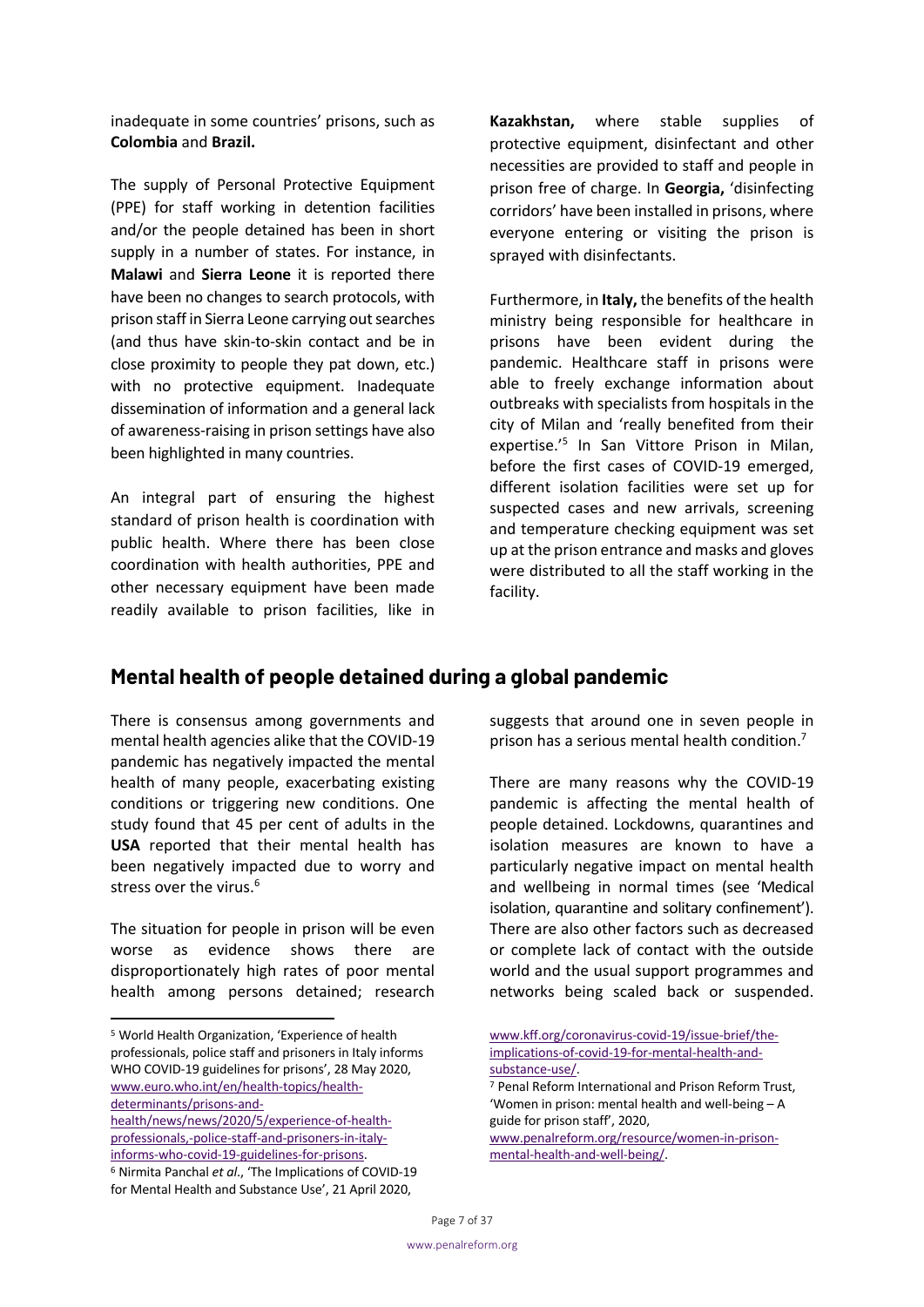inadequate in some countries' prisons, such as **Colombia** and **Brazil.**

The supply of Personal Protective Equipment (PPE) for staff working in detention facilities and/or the people detained has been in short supply in a number of states. For instance, in **Malawi** and **Sierra Leone** it is reported there have been no changes to search protocols, with prison staff in Sierra Leone carrying out searches (and thus have skin-to-skin contact and be in close proximity to people they pat down, etc.) with no protective equipment. Inadequate dissemination of information and a general lack of awareness-raising in prison settings have also been highlighted in many countries.

An integral part of ensuring the highest standard of prison health is coordination with public health. Where there has been close coordination with health authorities, PPE and other necessary equipment have been made readily available to prison facilities, like in **Kazakhstan,** where stable supplies of protective equipment, disinfectant and other necessities are provided to staff and people in prison free of charge. In **Georgia,** 'disinfecting corridors' have been installed in prisons, where everyone entering or visiting the prison is sprayed with disinfectants.

Furthermore, in **Italy,** the benefits of the health ministry being responsible for healthcare in prisons have been evident during the pandemic. Healthcare staff in prisons were able to freely exchange information about outbreaks with specialists from hospitals in the city of Milan and 'really benefited from their expertise.'[5] In San Vittore Prison in Milan, before the first cases of COVID-19 emerged, different isolation facilities were set up for suspected cases and new arrivals, screening and temperature checking equipment was set up at the prison entrance and masks and gloves were distributed to all the staff working in the facility.

## Mental health of people detained during a global pandemic

There is consensus among governments and mental health agencies alike that the COVID-19 pandemic has negatively impacted the mental health of many people, exacerbating existing conditions or triggering new conditions. One study found that 45 per cent of adults in the **USA** reported that their mental health has been negatively impacted due to worry and stress over the virus.[6]

The situation for people in prison will be even worse as evidence shows there are disproportionately high rates of poor mental health among persons detained; research suggests that around one in seven people in prison has a serious mental health condition.[7]

There are many reasons why the COVID-19 pandemic is affecting the mental health of people detained. Lockdowns, quarantines and isolation measures are known to have a particularly negative impact on mental health and wellbeing in normal times (see 'Medical isolation, quarantine and solitary confinement'). There are also other factors such as decreased or complete lack of contact with the outside world and the usual support programmes and networks being scaled back or suspended.

---

[5] World Health Organization, 'Experience of health professionals, police staff and prisoners in Italy informs WHO COVID-19 guidelines for prisons', 28 May 2020, www.euro.who.int/en/health-topics/health-determinants/prisons-and-health/news/news/2020/5/experience-of-health-professionals,-police-staff-and-prisoners-in-italy-informs-who-covid-19-guidelines-for-prisons.

[6] Nirmita Panchal *et al*., 'The Implications of COVID-19 for Mental Health and Substance Use', 21 April 2020, www.kff.org/coronavirus-covid-19/issue-brief/the-implications-of-covid-19-for-mental-health-and-substance-use/.

[7] Penal Reform International and Prison Reform Trust, 'Women in prison: mental health and well-being – A guide for prison staff', 2020, www.penalreform.org/resource/women-in-prison-mental-health-and-well-being/.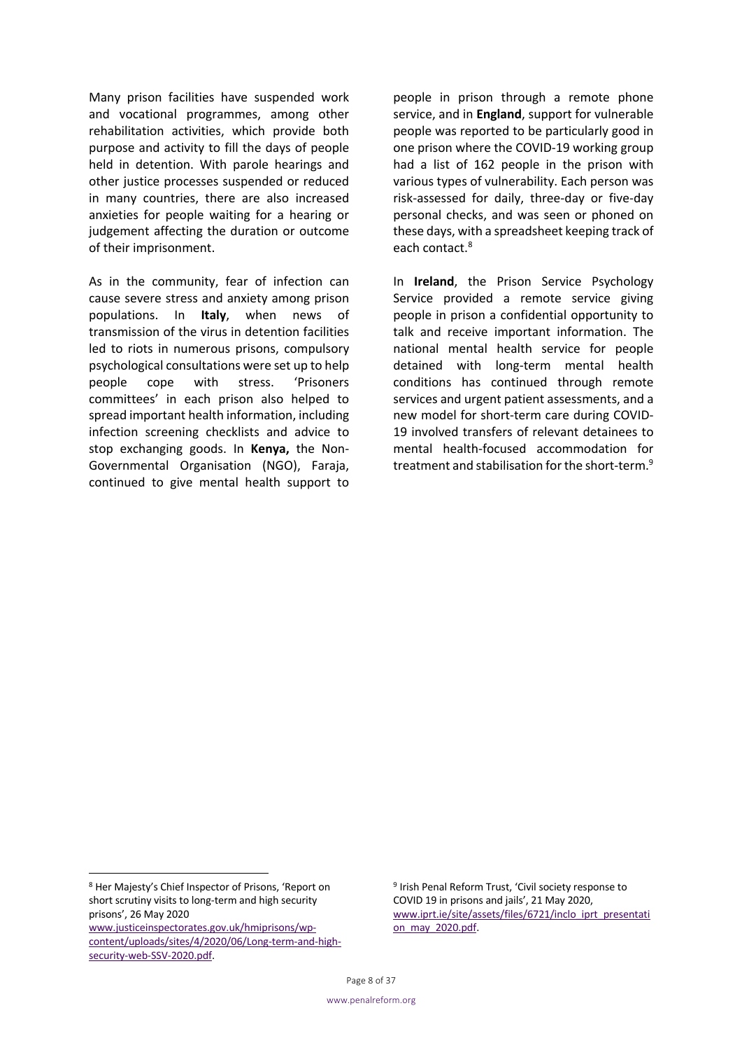Many prison facilities have suspended work and vocational programmes, among other rehabilitation activities, which provide both purpose and activity to fill the days of people held in detention. With parole hearings and other justice processes suspended or reduced in many countries, there are also increased anxieties for people waiting for a hearing or judgement affecting the duration or outcome of their imprisonment.

As in the community, fear of infection can cause severe stress and anxiety among prison populations. In **Italy**, when news of transmission of the virus in detention facilities led to riots in numerous prisons, compulsory psychological consultations were set up to help people cope with stress. 'Prisoners committees' in each prison also helped to spread important health information, including infection screening checklists and advice to stop exchanging goods. In **Kenya,** the Non-Governmental Organisation (NGO), Faraja, continued to give mental health support to people in prison through a remote phone service, and in **England**, support for vulnerable people was reported to be particularly good in one prison where the COVID-19 working group had a list of 162 people in the prison with various types of vulnerability. Each person was risk-assessed for daily, three-day or five-day personal checks, and was seen or phoned on these days, with a spreadsheet keeping track of each contact.[8]

In **Ireland**, the Prison Service Psychology Service provided a remote service giving people in prison a confidential opportunity to talk and receive important information. The national mental health service for people detained with long-term mental health conditions has continued through remote services and urgent patient assessments, and a new model for short-term care during COVID-19 involved transfers of relevant detainees to mental health-focused accommodation for treatment and stabilisation for the short-term.[9]

---

[8] Her Majesty's Chief Inspector of Prisons, 'Report on short scrutiny visits to long-term and high security prisons', 26 May 2020 www.justiceinspectorates.gov.uk/hmiprisons/wp-content/uploads/sites/4/2020/06/Long-term-and-high-security-web-SSV-2020.pdf.

[9] Irish Penal Reform Trust, 'Civil society response to COVID 19 in prisons and jails', 21 May 2020, www.iprt.ie/site/assets/files/6721/inclo_iprt_presentation_may_2020.pdf.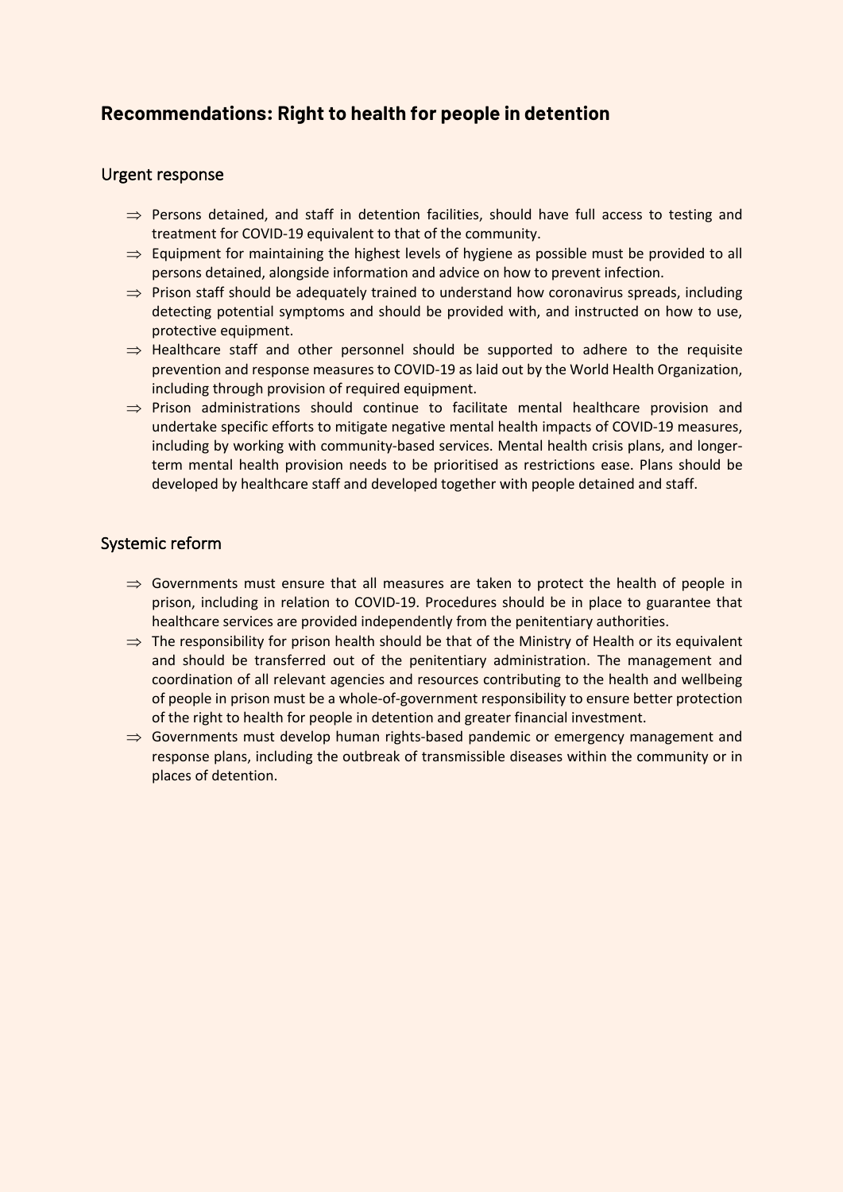## Recommendations: Right to health for people in detention

### Urgent response

- ⇒ Persons detained, and staff in detention facilities, should have full access to testing and treatment for COVID-19 equivalent to that of the community.
- ⇒ Equipment for maintaining the highest levels of hygiene as possible must be provided to all persons detained, alongside information and advice on how to prevent infection.
- ⇒ Prison staff should be adequately trained to understand how coronavirus spreads, including detecting potential symptoms and should be provided with, and instructed on how to use, protective equipment.
- ⇒ Healthcare staff and other personnel should be supported to adhere to the requisite prevention and response measures to COVID-19 as laid out by the World Health Organization, including through provision of required equipment.
- ⇒ Prison administrations should continue to facilitate mental healthcare provision and undertake specific efforts to mitigate negative mental health impacts of COVID-19 measures, including by working with community-based services. Mental health crisis plans, and longer-term mental health provision needs to be prioritised as restrictions ease. Plans should be developed by healthcare staff and developed together with people detained and staff.

### Systemic reform

- ⇒ Governments must ensure that all measures are taken to protect the health of people in prison, including in relation to COVID-19. Procedures should be in place to guarantee that healthcare services are provided independently from the penitentiary authorities.
- ⇒ The responsibility for prison health should be that of the Ministry of Health or its equivalent and should be transferred out of the penitentiary administration. The management and coordination of all relevant agencies and resources contributing to the health and wellbeing of people in prison must be a whole-of-government responsibility to ensure better protection of the right to health for people in detention and greater financial investment.
- ⇒ Governments must develop human rights-based pandemic or emergency management and response plans, including the outbreak of transmissible diseases within the community or in places of detention.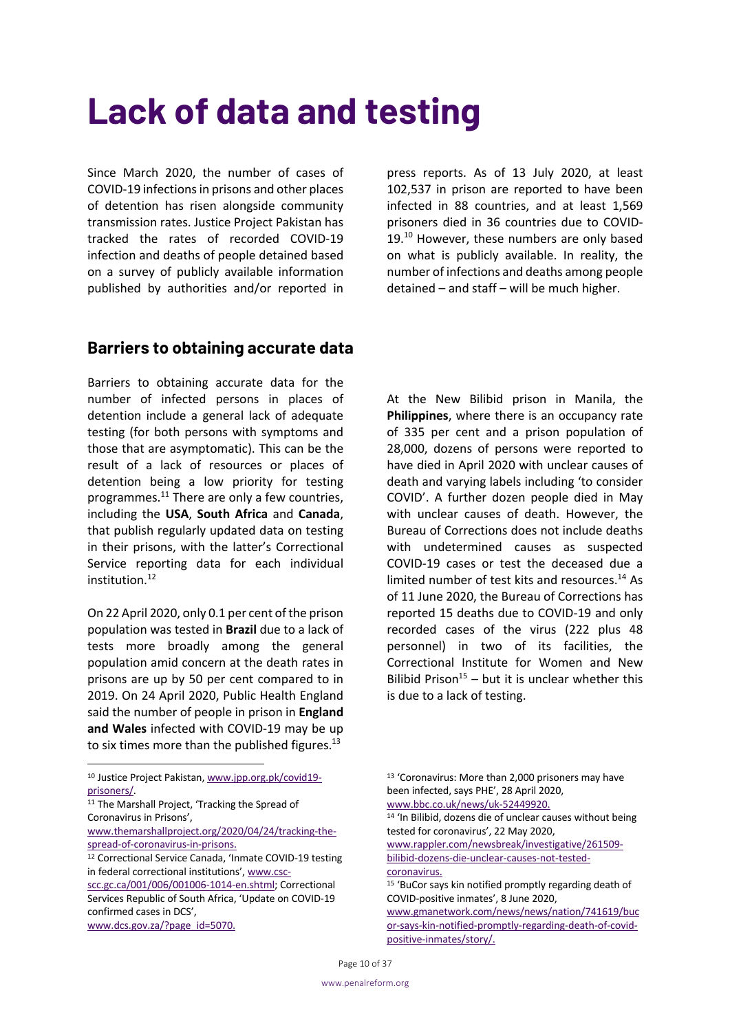# Lack of data and testing

Since March 2020, the number of cases of COVID-19 infections in prisons and other places of detention has risen alongside community transmission rates. Justice Project Pakistan has tracked the rates of recorded COVID-19 infection and deaths of people detained based on a survey of publicly available information published by authorities and/or reported in press reports. As of 13 July 2020, at least 102,537 in prison are reported to have been infected in 88 countries, and at least 1,569 prisoners died in 36 countries due to COVID-19.[10] However, these numbers are only based on what is publicly available. In reality, the number of infections and deaths among people detained – and staff – will be much higher.

## Barriers to obtaining accurate data

Barriers to obtaining accurate data for the number of infected persons in places of detention include a general lack of adequate testing (for both persons with symptoms and those that are asymptomatic). This can be the result of a lack of resources or places of detention being a low priority for testing programmes.[11] There are only a few countries, including the **USA**, **South Africa** and **Canada**, that publish regularly updated data on testing in their prisons, with the latter's Correctional Service reporting data for each individual institution.[12]

On 22 April 2020, only 0.1 per cent of the prison population was tested in **Brazil** due to a lack of tests more broadly among the general population amid concern at the death rates in prisons are up by 50 per cent compared to in 2019. On 24 April 2020, Public Health England said the number of people in prison in **England and Wales** infected with COVID-19 may be up to six times more than the published figures.[13]

At the New Bilibid prison in Manila, the **Philippines**, where there is an occupancy rate of 335 per cent and a prison population of 28,000, dozens of persons were reported to have died in April 2020 with unclear causes of death and varying labels including 'to consider COVID'. A further dozen people died in May with unclear causes of death. However, the Bureau of Corrections does not include deaths with undetermined causes as suspected COVID-19 cases or test the deceased due a limited number of test kits and resources.[14] As of 11 June 2020, the Bureau of Corrections has reported 15 deaths due to COVID-19 and only recorded cases of the virus (222 plus 48 personnel) in two of its facilities, the Correctional Institute for Women and New Bilibid Prison[15] – but it is unclear whether this is due to a lack of testing.

[10] Justice Project Pakistan, www.jpp.org.pk/covid19-prisoners/.

[11] The Marshall Project, 'Tracking the Spread of Coronavirus in Prisons', www.themarshallproject.org/2020/04/24/tracking-the-spread-of-coronavirus-in-prisons.

[12] Correctional Service Canada, 'Inmate COVID-19 testing in federal correctional institutions', www.csc-scc.gc.ca/001/006/001006-1014-en.shtml; Correctional Services Republic of South Africa, 'Update on COVID-19 confirmed cases in DCS', www.dcs.gov.za/?page_id=5070.

[13] 'Coronavirus: More than 2,000 prisoners may have been infected, says PHE', 28 April 2020, www.bbc.co.uk/news/uk-52449920.

[14] 'In Bilibid, dozens die of unclear causes without being tested for coronavirus', 22 May 2020, www.rappler.com/newsbreak/investigative/261509-bilibid-dozens-die-unclear-causes-not-tested-coronavirus.

[15] 'BuCor says kin notified promptly regarding death of COVID-positive inmates', 8 June 2020, www.gmanetwork.com/news/news/nation/741619/bucor-says-kin-notified-promptly-regarding-death-of-covid-positive-inmates/story/.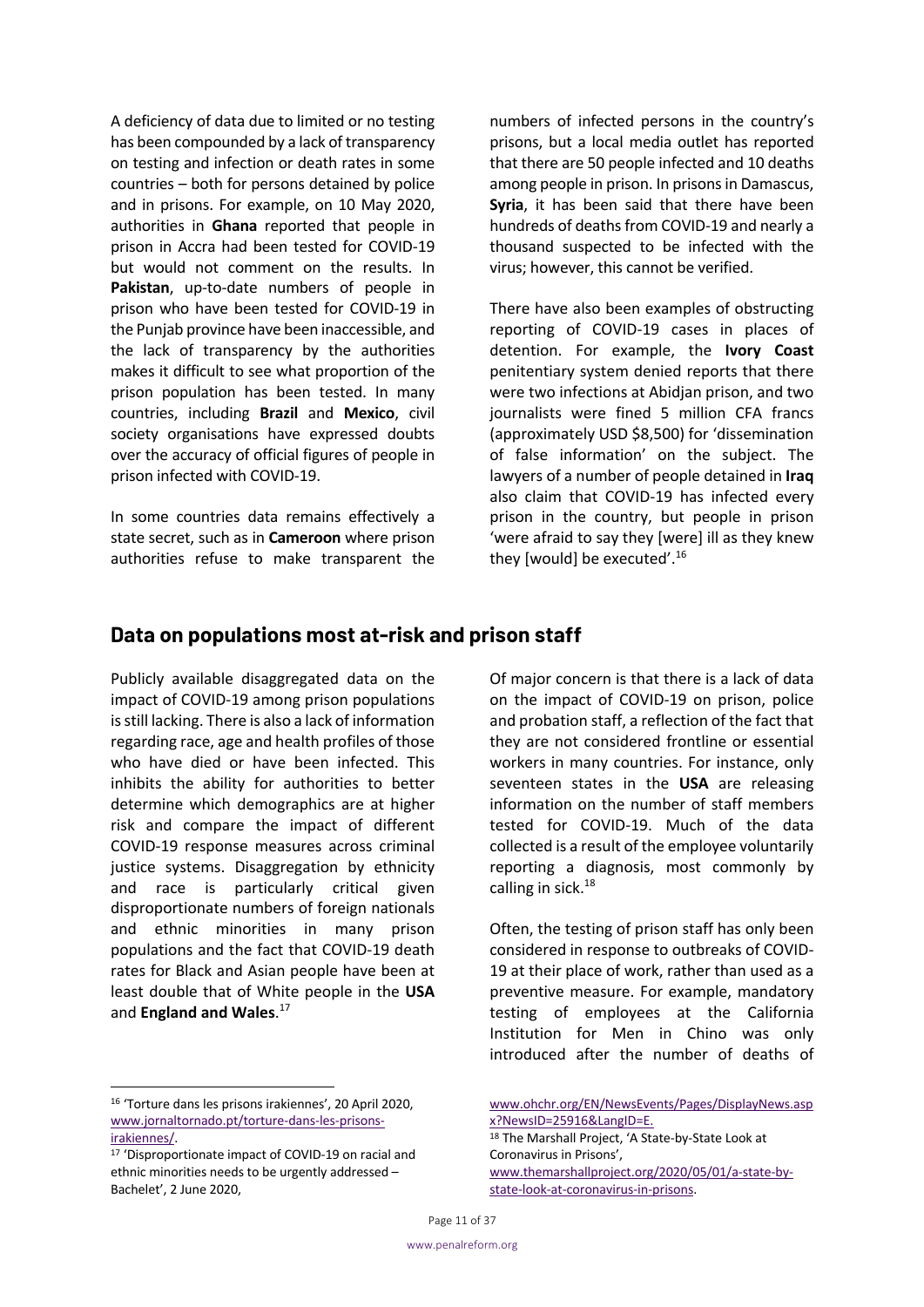A deficiency of data due to limited or no testing has been compounded by a lack of transparency on testing and infection or death rates in some countries – both for persons detained by police and in prisons. For example, on 10 May 2020, authorities in **Ghana** reported that people in prison in Accra had been tested for COVID-19 but would not comment on the results. In **Pakistan**, up-to-date numbers of people in prison who have been tested for COVID-19 in the Punjab province have been inaccessible, and the lack of transparency by the authorities makes it difficult to see what proportion of the prison population has been tested. In many countries, including **Brazil** and **Mexico**, civil society organisations have expressed doubts over the accuracy of official figures of people in prison infected with COVID-19.

In some countries data remains effectively a state secret, such as in **Cameroon** where prison authorities refuse to make transparent the numbers of infected persons in the country's prisons, but a local media outlet has reported that there are 50 people infected and 10 deaths among people in prison. In prisons in Damascus, **Syria**, it has been said that there have been hundreds of deaths from COVID-19 and nearly a thousand suspected to be infected with the virus; however, this cannot be verified.

There have also been examples of obstructing reporting of COVID-19 cases in places of detention. For example, the **Ivory Coast** penitentiary system denied reports that there were two infections at Abidjan prison, and two journalists were fined 5 million CFA francs (approximately USD $8,500) for 'dissemination of false information' on the subject. The lawyers of a number of people detained in **Iraq** also claim that COVID-19 has infected every prison in the country, but people in prison 'were afraid to say they [were] ill as they knew they [would] be executed'.[16]

## Data on populations most at-risk and prison staff

Publicly available disaggregated data on the impact of COVID-19 among prison populations is still lacking. There is also a lack of information regarding race, age and health profiles of those who have died or have been infected. This inhibits the ability for authorities to better determine which demographics are at higher risk and compare the impact of different COVID-19 response measures across criminal justice systems. Disaggregation by ethnicity and race is particularly critical given disproportionate numbers of foreign nationals and ethnic minorities in many prison populations and the fact that COVID-19 death rates for Black and Asian people have been at least double that of White people in the **USA** and **England and Wales**.[17]

Of major concern is that there is a lack of data on the impact of COVID-19 on prison, police and probation staff, a reflection of the fact that they are not considered frontline or essential workers in many countries. For instance, only seventeen states in the **USA** are releasing information on the number of staff members tested for COVID-19. Much of the data collected is a result of the employee voluntarily reporting a diagnosis, most commonly by calling in sick.[18]

Often, the testing of prison staff has only been considered in response to outbreaks of COVID-19 at their place of work, rather than used as a preventive measure. For example, mandatory testing of employees at the California Institution for Men in Chino was only introduced after the number of deaths of

---

[16] 'Torture dans les prisons irakiennes', 20 April 2020, www.jornaltornado.pt/torture-dans-les-prisons-irakiennes/.

[17] 'Disproportionate impact of COVID-19 on racial and ethnic minorities needs to be urgently addressed – Bachelet', 2 June 2020, www.ohchr.org/EN/NewsEvents/Pages/DisplayNews.aspx?NewsID=25916&LangID=E.

[18] The Marshall Project, 'A State-by-State Look at Coronavirus in Prisons', www.themarshallproject.org/2020/05/01/a-state-by-state-look-at-coronavirus-in-prisons.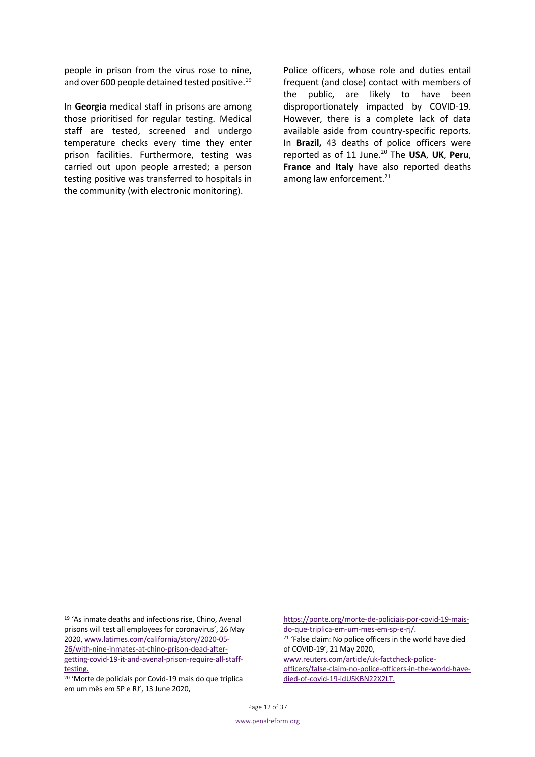people in prison from the virus rose to nine, and over 600 people detained tested positive.[19]

In **Georgia** medical staff in prisons are among those prioritised for regular testing. Medical staff are tested, screened and undergo temperature checks every time they enter prison facilities. Furthermore, testing was carried out upon people arrested; a person testing positive was transferred to hospitals in the community (with electronic monitoring).

Police officers, whose role and duties entail frequent (and close) contact with members of the public, are likely to have been disproportionately impacted by COVID-19. However, there is a complete lack of data available aside from country-specific reports. In **Brazil,** 43 deaths of police officers were reported as of 11 June.[20] The **USA**, **UK**, **Peru**, **France** and **Italy** have also reported deaths among law enforcement.[21]

---

[19] 'As inmate deaths and infections rise, Chino, Avenal prisons will test all employees for coronavirus', 26 May 2020, www.latimes.com/california/story/2020-05-26/with-nine-inmates-at-chino-prison-dead-after-getting-covid-19-it-and-avenal-prison-require-all-staff-testing.

[20] 'Morte de policiais por Covid-19 mais do que triplica em um mês em SP e RJ', 13 June 2020, https://ponte.org/morte-de-policiais-por-covid-19-mais-do-que-triplica-em-um-mes-em-sp-e-rj/.

[21] 'False claim: No police officers in the world have died of COVID-19', 21 May 2020, www.reuters.com/article/uk-factcheck-police-officers/false-claim-no-police-officers-in-the-world-have-died-of-covid-19-idUSKBN22X2LT.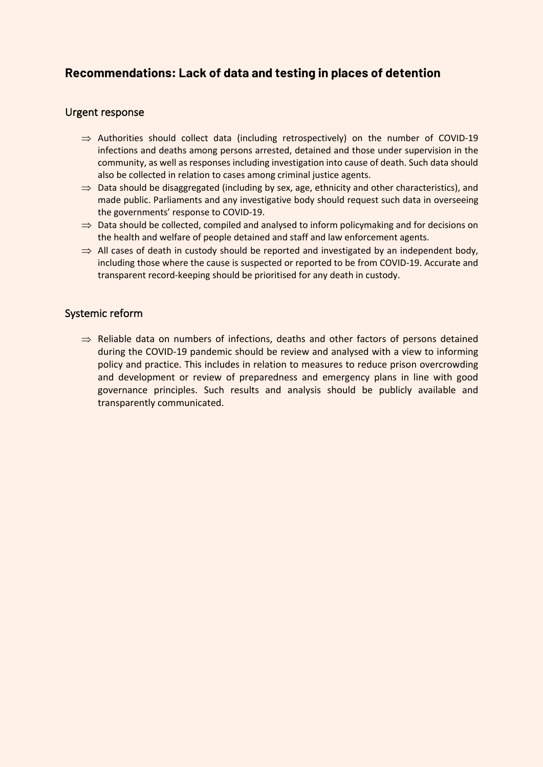## Recommendations: Lack of data and testing in places of detention

### Urgent response

- ⇒ Authorities should collect data (including retrospectively) on the number of COVID-19 infections and deaths among persons arrested, detained and those under supervision in the community, as well as responses including investigation into cause of death. Such data should also be collected in relation to cases among criminal justice agents.
- ⇒ Data should be disaggregated (including by sex, age, ethnicity and other characteristics), and made public. Parliaments and any investigative body should request such data in overseeing the governments' response to COVID-19.
- ⇒ Data should be collected, compiled and analysed to inform policymaking and for decisions on the health and welfare of people detained and staff and law enforcement agents.
- ⇒ All cases of death in custody should be reported and investigated by an independent body, including those where the cause is suspected or reported to be from COVID-19. Accurate and transparent record-keeping should be prioritised for any death in custody.

### Systemic reform

- ⇒ Reliable data on numbers of infections, deaths and other factors of persons detained during the COVID-19 pandemic should be review and analysed with a view to informing policy and practice. This includes in relation to measures to reduce prison overcrowding and development or review of preparedness and emergency plans in line with good governance principles. Such results and analysis should be publicly available and transparently communicated.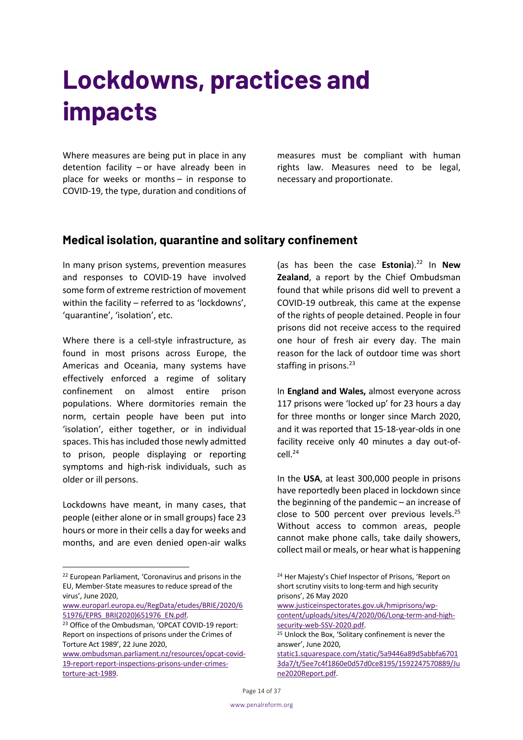# Lockdowns, practices and impacts

Where measures are being put in place in any detention facility – or have already been in place for weeks or months – in response to COVID-19, the type, duration and conditions of measures must be compliant with human rights law. Measures need to be legal, necessary and proportionate.

## Medical isolation, quarantine and solitary confinement

In many prison systems, prevention measures and responses to COVID-19 have involved some form of extreme restriction of movement within the facility – referred to as 'lockdowns', 'quarantine', 'isolation', etc.

Where there is a cell-style infrastructure, as found in most prisons across Europe, the Americas and Oceania, many systems have effectively enforced a regime of solitary confinement on almost entire prison populations. Where dormitories remain the norm, certain people have been put into 'isolation', either together, or in individual spaces. This has included those newly admitted to prison, people displaying or reporting symptoms and high-risk individuals, such as older or ill persons.

Lockdowns have meant, in many cases, that people (either alone or in small groups) face 23 hours or more in their cells a day for weeks and months, and are even denied open-air walks (as has been the case **Estonia**).[22] In **New Zealand**, a report by the Chief Ombudsman found that while prisons did well to prevent a COVID-19 outbreak, this came at the expense of the rights of people detained. People in four prisons did not receive access to the required one hour of fresh air every day. The main reason for the lack of outdoor time was short staffing in prisons.[23]

In **England and Wales,** almost everyone across 117 prisons were 'locked up' for 23 hours a day for three months or longer since March 2020, and it was reported that 15-18-year-olds in one facility receive only 40 minutes a day out-of-cell.[24]

In the **USA**, at least 300,000 people in prisons have reportedly been placed in lockdown since the beginning of the pandemic – an increase of close to 500 percent over previous levels.[25] Without access to common areas, people cannot make phone calls, take daily showers, collect mail or meals, or hear what is happening

---

[22] European Parliament, 'Coronavirus and prisons in the EU, Member-State measures to reduce spread of the virus', June 2020, www.europarl.europa.eu/RegData/etudes/BRIE/2020/651976/EPRS_BRI(2020)651976_EN.pdf.

[23] Office of the Ombudsman, 'OPCAT COVID-19 report: Report on inspections of prisons under the Crimes of Torture Act 1989', 22 June 2020, www.ombudsman.parliament.nz/resources/opcat-covid-19-report-report-inspections-prisons-under-crimes-torture-act-1989.

[24] Her Majesty's Chief Inspector of Prisons, 'Report on short scrutiny visits to long-term and high security prisons', 26 May 2020 www.justiceinspectorates.gov.uk/hmiprisons/wp-content/uploads/sites/4/2020/06/Long-term-and-high-security-web-SSV-2020.pdf.

[25] Unlock the Box, 'Solitary confinement is never the answer', June 2020, static1.squarespace.com/static/5a9446a89d5abbfa67013da7/t/5ee7c4f1860e0d57d0ce8195/1592247570889/June2020Report.pdf.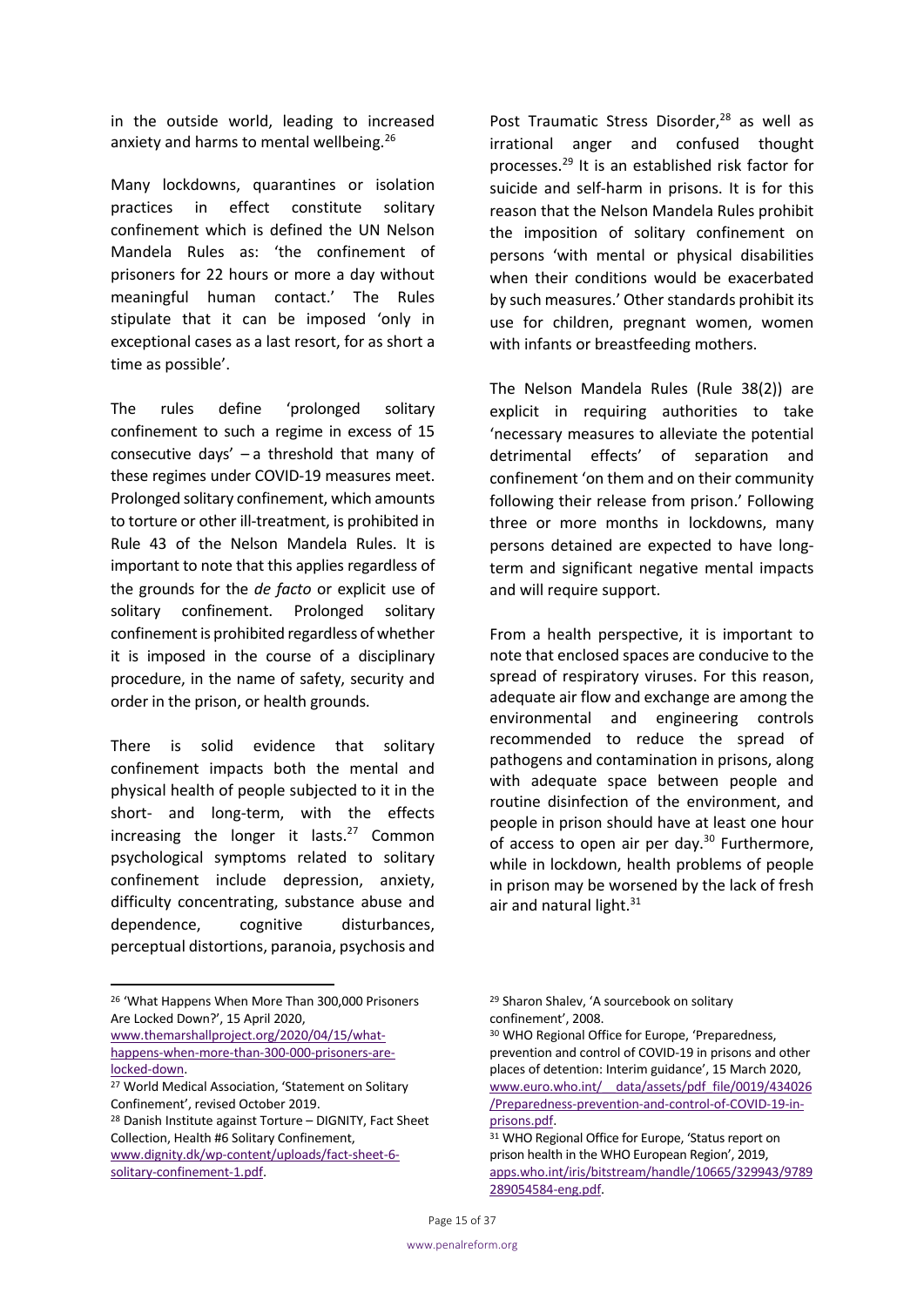in the outside world, leading to increased anxiety and harms to mental wellbeing.[26]

Many lockdowns, quarantines or isolation practices in effect constitute solitary confinement which is defined the UN Nelson Mandela Rules as: 'the confinement of prisoners for 22 hours or more a day without meaningful human contact.' The Rules stipulate that it can be imposed 'only in exceptional cases as a last resort, for as short a time as possible'.

The rules define 'prolonged solitary confinement to such a regime in excess of 15 consecutive days' – a threshold that many of these regimes under COVID-19 measures meet. Prolonged solitary confinement, which amounts to torture or other ill-treatment, is prohibited in Rule 43 of the Nelson Mandela Rules. It is important to note that this applies regardless of the grounds for the *de facto* or explicit use of solitary confinement. Prolonged solitary confinement is prohibited regardless of whether it is imposed in the course of a disciplinary procedure, in the name of safety, security and order in the prison, or health grounds.

There is solid evidence that solitary confinement impacts both the mental and physical health of people subjected to it in the short- and long-term, with the effects increasing the longer it lasts.[27] Common psychological symptoms related to solitary confinement include depression, anxiety, difficulty concentrating, substance abuse and dependence, cognitive disturbances, perceptual distortions, paranoia, psychosis and Post Traumatic Stress Disorder,[28] as well as irrational anger and confused thought processes.[29] It is an established risk factor for suicide and self-harm in prisons. It is for this reason that the Nelson Mandela Rules prohibit the imposition of solitary confinement on persons 'with mental or physical disabilities when their conditions would be exacerbated by such measures.' Other standards prohibit its use for children, pregnant women, women with infants or breastfeeding mothers.

The Nelson Mandela Rules (Rule 38(2)) are explicit in requiring authorities to take 'necessary measures to alleviate the potential detrimental effects' of separation and confinement 'on them and on their community following their release from prison.' Following three or more months in lockdowns, many persons detained are expected to have long-term and significant negative mental impacts and will require support.

From a health perspective, it is important to note that enclosed spaces are conducive to the spread of respiratory viruses. For this reason, adequate air flow and exchange are among the environmental and engineering controls recommended to reduce the spread of pathogens and contamination in prisons, along with adequate space between people and routine disinfection of the environment, and people in prison should have at least one hour of access to open air per day.[30] Furthermore, while in lockdown, health problems of people in prison may be worsened by the lack of fresh air and natural light.[31]

---

[26] 'What Happens When More Than 300,000 Prisoners Are Locked Down?', 15 April 2020, www.themarshallproject.org/2020/04/15/what-happens-when-more-than-300-000-prisoners-are-locked-down.

[27] World Medical Association, 'Statement on Solitary Confinement', revised October 2019.

[28] Danish Institute against Torture – DIGNITY, Fact Sheet Collection, Health #6 Solitary Confinement, www.dignity.dk/wp-content/uploads/fact-sheet-6-solitary-confinement-1.pdf.

[29] Sharon Shalev, 'A sourcebook on solitary confinement', 2008.

[30] WHO Regional Office for Europe, 'Preparedness, prevention and control of COVID-19 in prisons and other places of detention: Interim guidance', 15 March 2020, www.euro.who.int/__data/assets/pdf_file/0019/434026/Preparedness-prevention-and-control-of-COVID-19-in-prisons.pdf.

[31] WHO Regional Office for Europe, 'Status report on prison health in the WHO European Region', 2019, apps.who.int/iris/bitstream/handle/10665/329943/9789289054584-eng.pdf.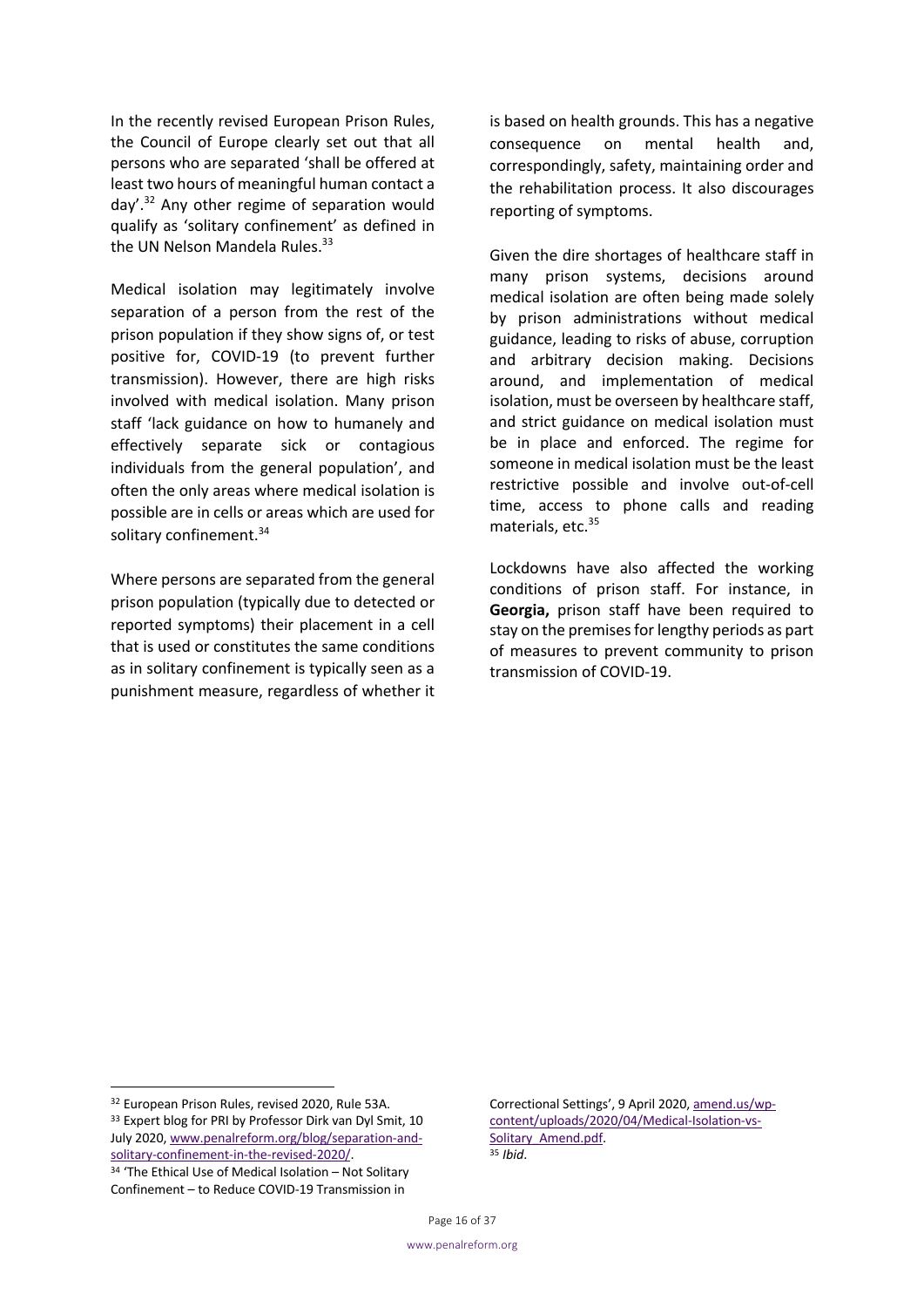In the recently revised European Prison Rules, the Council of Europe clearly set out that all persons who are separated 'shall be offered at least two hours of meaningful human contact a day'.[32] Any other regime of separation would qualify as 'solitary confinement' as defined in the UN Nelson Mandela Rules.[33]

Medical isolation may legitimately involve separation of a person from the rest of the prison population if they show signs of, or test positive for, COVID-19 (to prevent further transmission). However, there are high risks involved with medical isolation. Many prison staff 'lack guidance on how to humanely and effectively separate sick or contagious individuals from the general population', and often the only areas where medical isolation is possible are in cells or areas which are used for solitary confinement.[34]

Where persons are separated from the general prison population (typically due to detected or reported symptoms) their placement in a cell that is used or constitutes the same conditions as in solitary confinement is typically seen as a punishment measure, regardless of whether it is based on health grounds. This has a negative consequence on mental health and, correspondingly, safety, maintaining order and the rehabilitation process. It also discourages reporting of symptoms.

Given the dire shortages of healthcare staff in many prison systems, decisions around medical isolation are often being made solely by prison administrations without medical guidance, leading to risks of abuse, corruption and arbitrary decision making. Decisions around, and implementation of medical isolation, must be overseen by healthcare staff, and strict guidance on medical isolation must be in place and enforced. The regime for someone in medical isolation must be the least restrictive possible and involve out-of-cell time, access to phone calls and reading materials, etc.[35]

Lockdowns have also affected the working conditions of prison staff. For instance, in **Georgia,** prison staff have been required to stay on the premises for lengthy periods as part of measures to prevent community to prison transmission of COVID-19.

---

[32] European Prison Rules, revised 2020, Rule 53A.

[33] Expert blog for PRI by Professor Dirk van Dyl Smit, 10 July 2020, [www.penalreform.org/blog/separation-and-solitary-confinement-in-the-revised-2020/](www.penalreform.org/blog/separation-and-solitary-confinement-in-the-revised-2020/).

[34] 'The Ethical Use of Medical Isolation – Not Solitary Confinement – to Reduce COVID-19 Transmission in Correctional Settings', 9 April 2020, [amend.us/wp-content/uploads/2020/04/Medical-Isolation-vs-Solitary_Amend.pdf](amend.us/wp-content/uploads/2020/04/Medical-Isolation-vs-Solitary_Amend.pdf).

[35] *Ibid*.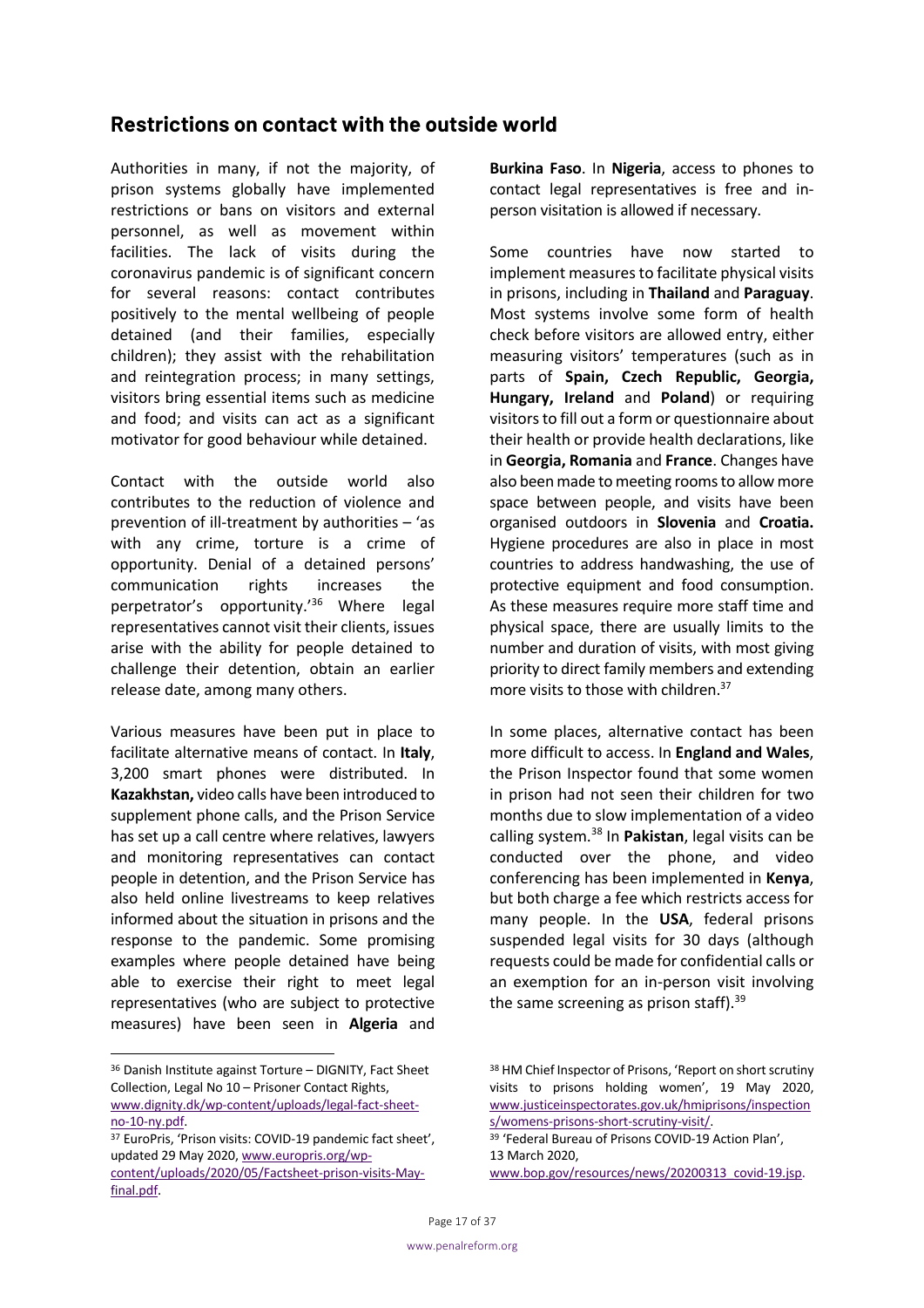## Restrictions on contact with the outside world

Authorities in many, if not the majority, of prison systems globally have implemented restrictions or bans on visitors and external personnel, as well as movement within facilities. The lack of visits during the coronavirus pandemic is of significant concern for several reasons: contact contributes positively to the mental wellbeing of people detained (and their families, especially children); they assist with the rehabilitation and reintegration process; in many settings, visitors bring essential items such as medicine and food; and visits can act as a significant motivator for good behaviour while detained.

Contact with the outside world also contributes to the reduction of violence and prevention of ill-treatment by authorities – 'as with any crime, torture is a crime of opportunity. Denial of a detained persons' communication rights increases the perpetrator's opportunity.'[36] Where legal representatives cannot visit their clients, issues arise with the ability for people detained to challenge their detention, obtain an earlier release date, among many others.

Various measures have been put in place to facilitate alternative means of contact. In **Italy**, 3,200 smart phones were distributed. In **Kazakhstan,** video calls have been introduced to supplement phone calls, and the Prison Service has set up a call centre where relatives, lawyers and monitoring representatives can contact people in detention, and the Prison Service has also held online livestreams to keep relatives informed about the situation in prisons and the response to the pandemic. Some promising examples where people detained have being able to exercise their right to meet legal representatives (who are subject to protective measures) have been seen in **Algeria** and **Burkina Faso**. In **Nigeria**, access to phones to contact legal representatives is free and in-person visitation is allowed if necessary.

Some countries have now started to implement measures to facilitate physical visits in prisons, including in **Thailand** and **Paraguay**. Most systems involve some form of health check before visitors are allowed entry, either measuring visitors' temperatures (such as in parts of **Spain, Czech Republic, Georgia, Hungary, Ireland** and **Poland**) or requiring visitors to fill out a form or questionnaire about their health or provide health declarations, like in **Georgia, Romania** and **France**. Changes have also been made to meeting rooms to allow more space between people, and visits have been organised outdoors in **Slovenia** and **Croatia.** Hygiene procedures are also in place in most countries to address handwashing, the use of protective equipment and food consumption. As these measures require more staff time and physical space, there are usually limits to the number and duration of visits, with most giving priority to direct family members and extending more visits to those with children.[37]

In some places, alternative contact has been more difficult to access. In **England and Wales**, the Prison Inspector found that some women in prison had not seen their children for two months due to slow implementation of a video calling system.[38] In **Pakistan**, legal visits can be conducted over the phone, and video conferencing has been implemented in **Kenya**, but both charge a fee which restricts access for many people. In the **USA**, federal prisons suspended legal visits for 30 days (although requests could be made for confidential calls or an exemption for an in-person visit involving the same screening as prison staff).[39]

---

[36] Danish Institute against Torture – DIGNITY, Fact Sheet Collection, Legal No 10 – Prisoner Contact Rights, www.dignity.dk/wp-content/uploads/legal-fact-sheet-no-10-ny.pdf.

[37] EuroPris, 'Prison visits: COVID-19 pandemic fact sheet', updated 29 May 2020, www.europris.org/wp-content/uploads/2020/05/Factsheet-prison-visits-May-final.pdf.

[38] HM Chief Inspector of Prisons, 'Report on short scrutiny visits to prisons holding women', 19 May 2020, www.justiceinspectorates.gov.uk/hmiprisons/inspections/womens-prisons-short-scrutiny-visit/.

[39] 'Federal Bureau of Prisons COVID-19 Action Plan', 13 March 2020, www.bop.gov/resources/news/20200313_covid-19.jsp.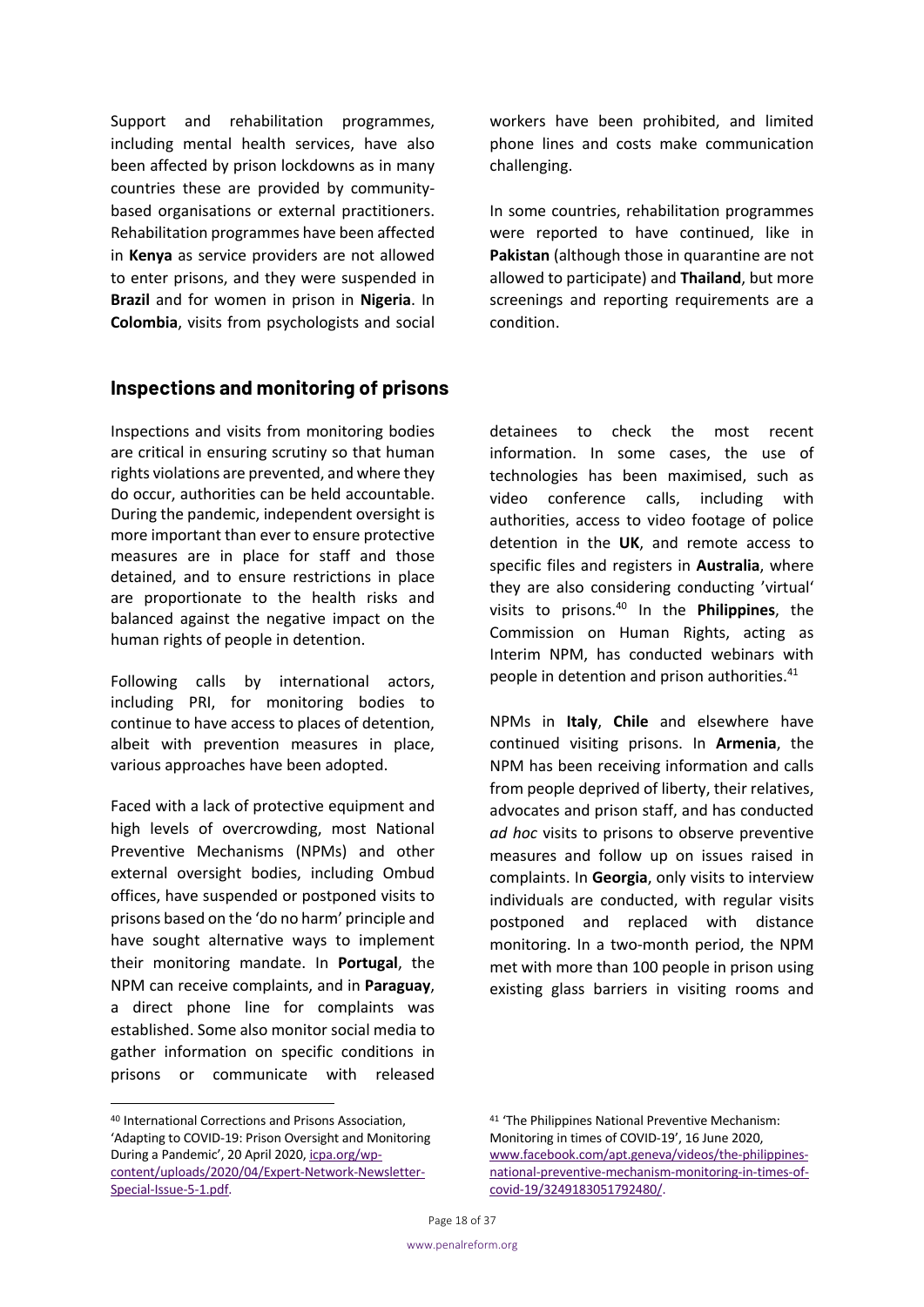Support and rehabilitation programmes, including mental health services, have also been affected by prison lockdowns as in many countries these are provided by community-based organisations or external practitioners. Rehabilitation programmes have been affected in **Kenya** as service providers are not allowed to enter prisons, and they were suspended in **Brazil** and for women in prison in **Nigeria**. In **Colombia**, visits from psychologists and social workers have been prohibited, and limited phone lines and costs make communication challenging.

In some countries, rehabilitation programmes were reported to have continued, like in **Pakistan** (although those in quarantine are not allowed to participate) and **Thailand**, but more screenings and reporting requirements are a condition.

## Inspections and monitoring of prisons

Inspections and visits from monitoring bodies are critical in ensuring scrutiny so that human rights violations are prevented, and where they do occur, authorities can be held accountable. During the pandemic, independent oversight is more important than ever to ensure protective measures are in place for staff and those detained, and to ensure restrictions in place are proportionate to the health risks and balanced against the negative impact on the human rights of people in detention.

Following calls by international actors, including PRI, for monitoring bodies to continue to have access to places of detention, albeit with prevention measures in place, various approaches have been adopted.

Faced with a lack of protective equipment and high levels of overcrowding, most National Preventive Mechanisms (NPMs) and other external oversight bodies, including Ombud offices, have suspended or postponed visits to prisons based on the 'do no harm' principle and have sought alternative ways to implement their monitoring mandate. In **Portugal**, the NPM can receive complaints, and in **Paraguay**, a direct phone line for complaints was established. Some also monitor social media to gather information on specific conditions in prisons or communicate with released detainees to check the most recent information. In some cases, the use of technologies has been maximised, such as video conference calls, including with authorities, access to video footage of police detention in the **UK**, and remote access to specific files and registers in **Australia**, where they are also considering conducting 'virtual' visits to prisons.[40] In the **Philippines**, the Commission on Human Rights, acting as Interim NPM, has conducted webinars with people in detention and prison authorities.[41]

NPMs in **Italy**, **Chile** and elsewhere have continued visiting prisons. In **Armenia**, the NPM has been receiving information and calls from people deprived of liberty, their relatives, advocates and prison staff, and has conducted *ad hoc* visits to prisons to observe preventive measures and follow up on issues raised in complaints. In **Georgia**, only visits to interview individuals are conducted, with regular visits postponed and replaced with distance monitoring. In a two-month period, the NPM met with more than 100 people in prison using existing glass barriers in visiting rooms and

---

[40] International Corrections and Prisons Association, 'Adapting to COVID-19: Prison Oversight and Monitoring During a Pandemic', 20 April 2020, icpa.org/wp-content/uploads/2020/04/Expert-Network-Newsletter-Special-Issue-5-1.pdf.

[41] 'The Philippines National Preventive Mechanism: Monitoring in times of COVID-19', 16 June 2020, www.facebook.com/apt.geneva/videos/the-philippines-national-preventive-mechanism-monitoring-in-times-of-covid-19/3249183051792480/.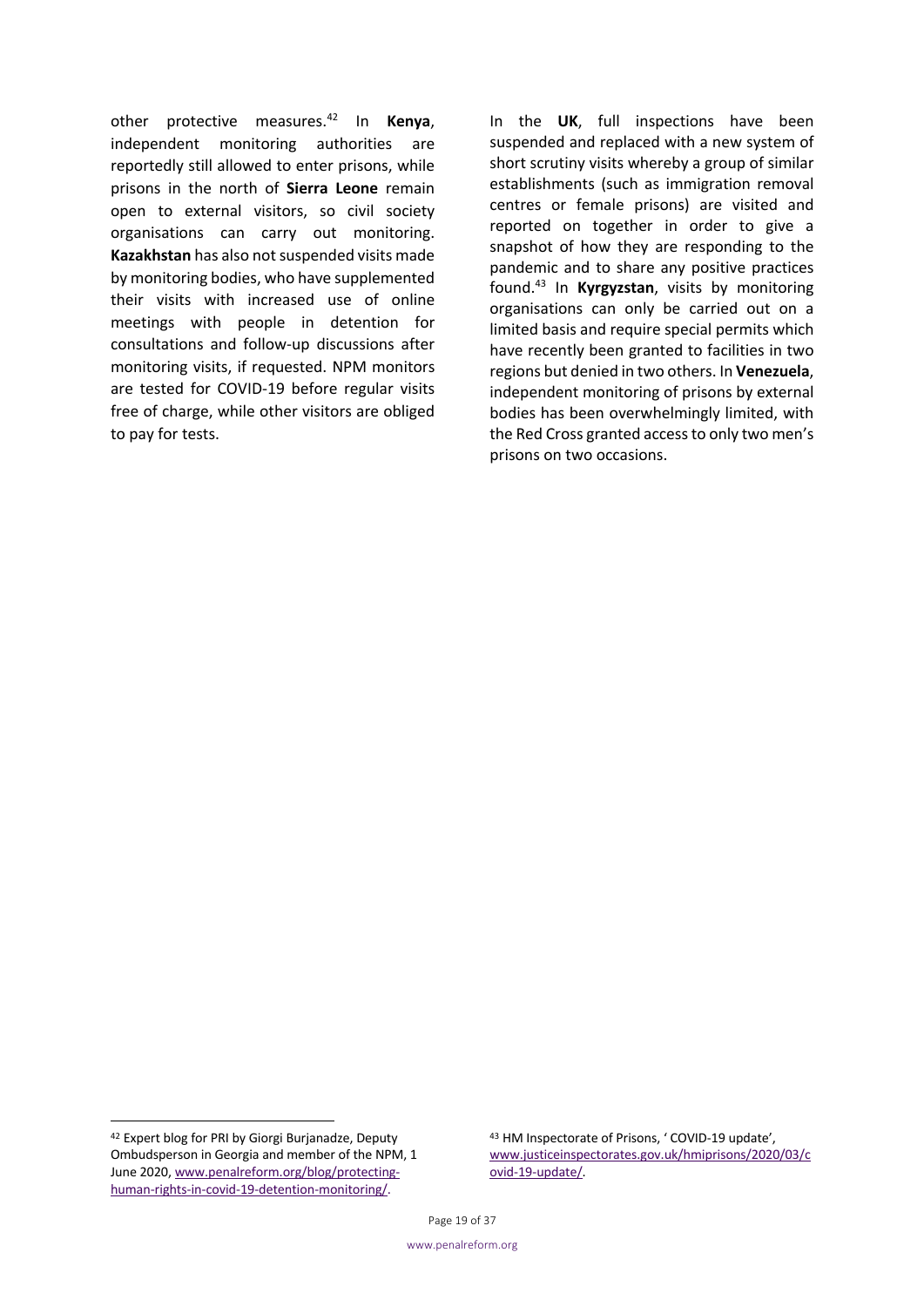other protective measures.[42] In **Kenya**, independent monitoring authorities are reportedly still allowed to enter prisons, while prisons in the north of **Sierra Leone** remain open to external visitors, so civil society organisations can carry out monitoring. **Kazakhstan** has also not suspended visits made by monitoring bodies, who have supplemented their visits with increased use of online meetings with people in detention for consultations and follow-up discussions after monitoring visits, if requested. NPM monitors are tested for COVID-19 before regular visits free of charge, while other visitors are obliged to pay for tests.

In the **UK**, full inspections have been suspended and replaced with a new system of short scrutiny visits whereby a group of similar establishments (such as immigration removal centres or female prisons) are visited and reported on together in order to give a snapshot of how they are responding to the pandemic and to share any positive practices found.[43] In **Kyrgyzstan**, visits by monitoring organisations can only be carried out on a limited basis and require special permits which have recently been granted to facilities in two regions but denied in two others. In **Venezuela**, independent monitoring of prisons by external bodies has been overwhelmingly limited, with the Red Cross granted access to only two men's prisons on two occasions.

---

[42] Expert blog for PRI by Giorgi Burjanadze, Deputy Ombudsperson in Georgia and member of the NPM, 1 June 2020, [www.penalreform.org/blog/protecting-human-rights-in-covid-19-detention-monitoring/](www.penalreform.org/blog/protecting-human-rights-in-covid-19-detention-monitoring/).

[43] HM Inspectorate of Prisons, ' COVID-19 update', [www.justiceinspectorates.gov.uk/hmiprisons/2020/03/covid-19-update/](www.justiceinspectorates.gov.uk/hmiprisons/2020/03/covid-19-update/).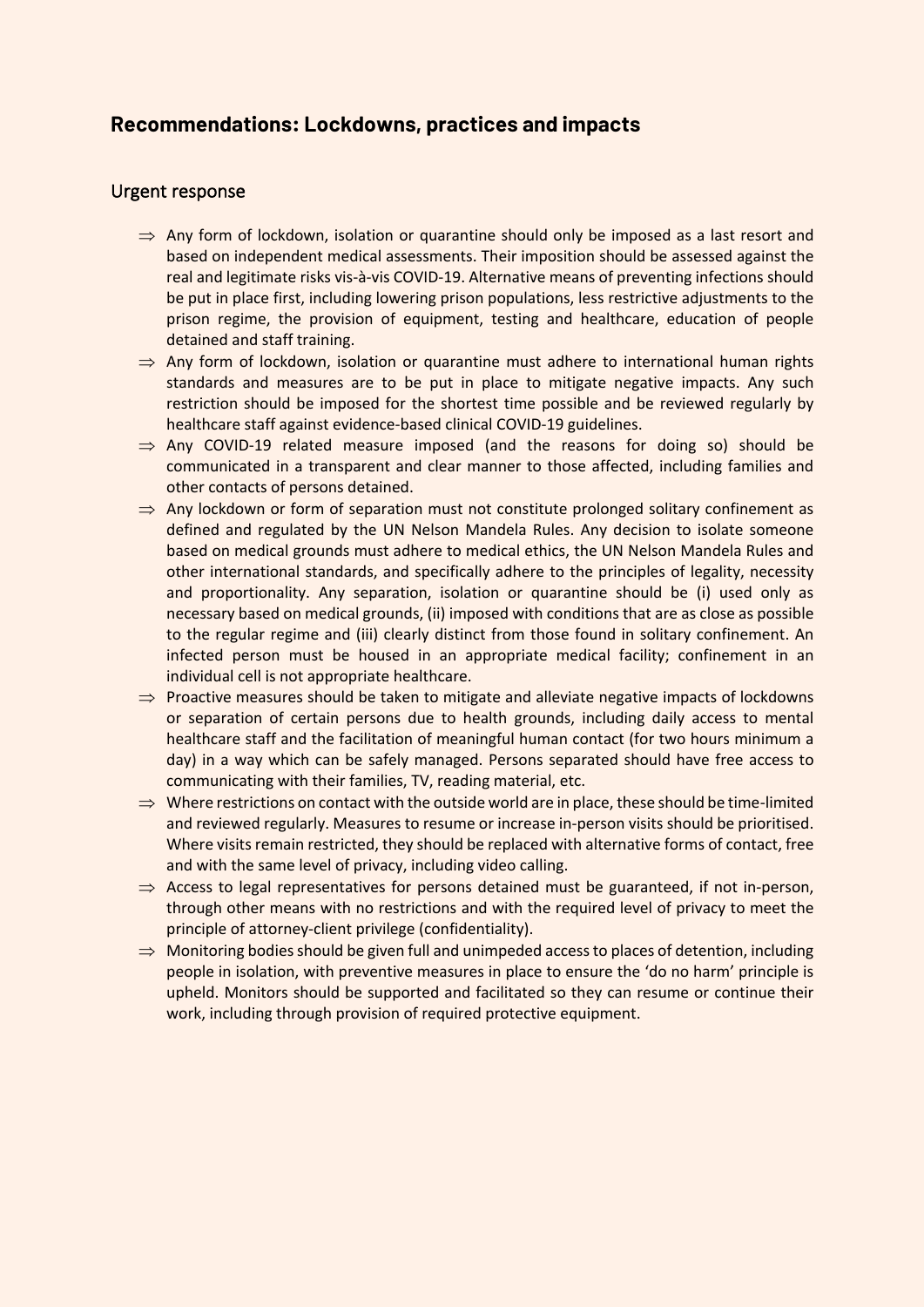## Recommendations: Lockdowns, practices and impacts

### Urgent response

- ⇒ Any form of lockdown, isolation or quarantine should only be imposed as a last resort and based on independent medical assessments. Their imposition should be assessed against the real and legitimate risks vis-à-vis COVID-19. Alternative means of preventing infections should be put in place first, including lowering prison populations, less restrictive adjustments to the prison regime, the provision of equipment, testing and healthcare, education of people detained and staff training.
- ⇒ Any form of lockdown, isolation or quarantine must adhere to international human rights standards and measures are to be put in place to mitigate negative impacts. Any such restriction should be imposed for the shortest time possible and be reviewed regularly by healthcare staff against evidence-based clinical COVID-19 guidelines.
- ⇒ Any COVID-19 related measure imposed (and the reasons for doing so) should be communicated in a transparent and clear manner to those affected, including families and other contacts of persons detained.
- ⇒ Any lockdown or form of separation must not constitute prolonged solitary confinement as defined and regulated by the UN Nelson Mandela Rules. Any decision to isolate someone based on medical grounds must adhere to medical ethics, the UN Nelson Mandela Rules and other international standards, and specifically adhere to the principles of legality, necessity and proportionality. Any separation, isolation or quarantine should be (i) used only as necessary based on medical grounds, (ii) imposed with conditions that are as close as possible to the regular regime and (iii) clearly distinct from those found in solitary confinement. An infected person must be housed in an appropriate medical facility; confinement in an individual cell is not appropriate healthcare.
- ⇒ Proactive measures should be taken to mitigate and alleviate negative impacts of lockdowns or separation of certain persons due to health grounds, including daily access to mental healthcare staff and the facilitation of meaningful human contact (for two hours minimum a day) in a way which can be safely managed. Persons separated should have free access to communicating with their families, TV, reading material, etc.
- ⇒ Where restrictions on contact with the outside world are in place, these should be time-limited and reviewed regularly. Measures to resume or increase in-person visits should be prioritised. Where visits remain restricted, they should be replaced with alternative forms of contact, free and with the same level of privacy, including video calling.
- ⇒ Access to legal representatives for persons detained must be guaranteed, if not in-person, through other means with no restrictions and with the required level of privacy to meet the principle of attorney-client privilege (confidentiality).
- ⇒ Monitoring bodies should be given full and unimpeded access to places of detention, including people in isolation, with preventive measures in place to ensure the 'do no harm' principle is upheld. Monitors should be supported and facilitated so they can resume or continue their work, including through provision of required protective equipment.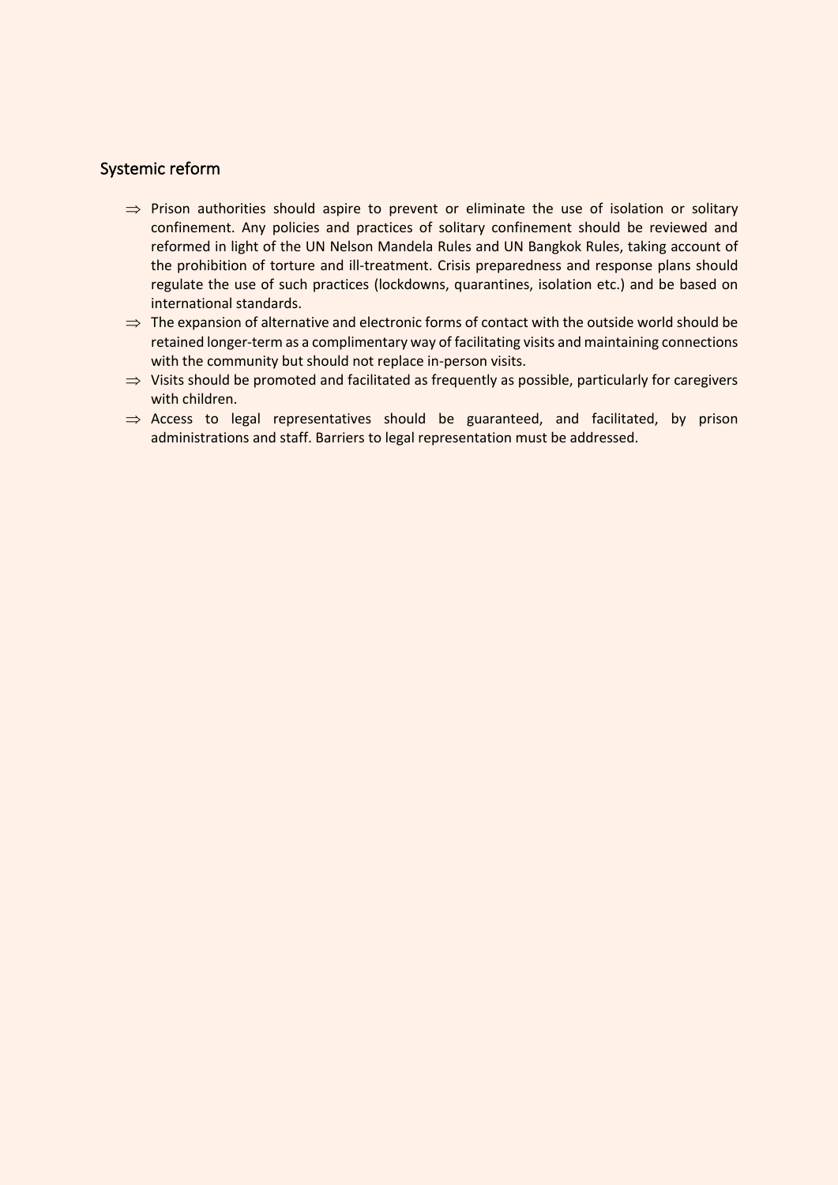## Systemic reform

- ⇒ Prison authorities should aspire to prevent or eliminate the use of isolation or solitary confinement. Any policies and practices of solitary confinement should be reviewed and reformed in light of the UN Nelson Mandela Rules and UN Bangkok Rules, taking account of the prohibition of torture and ill-treatment. Crisis preparedness and response plans should regulate the use of such practices (lockdowns, quarantines, isolation etc.) and be based on international standards.
- ⇒ The expansion of alternative and electronic forms of contact with the outside world should be retained longer-term as a complimentary way of facilitating visits and maintaining connections with the community but should not replace in-person visits.
- ⇒ Visits should be promoted and facilitated as frequently as possible, particularly for caregivers with children.
- ⇒ Access to legal representatives should be guaranteed, and facilitated, by prison administrations and staff. Barriers to legal representation must be addressed.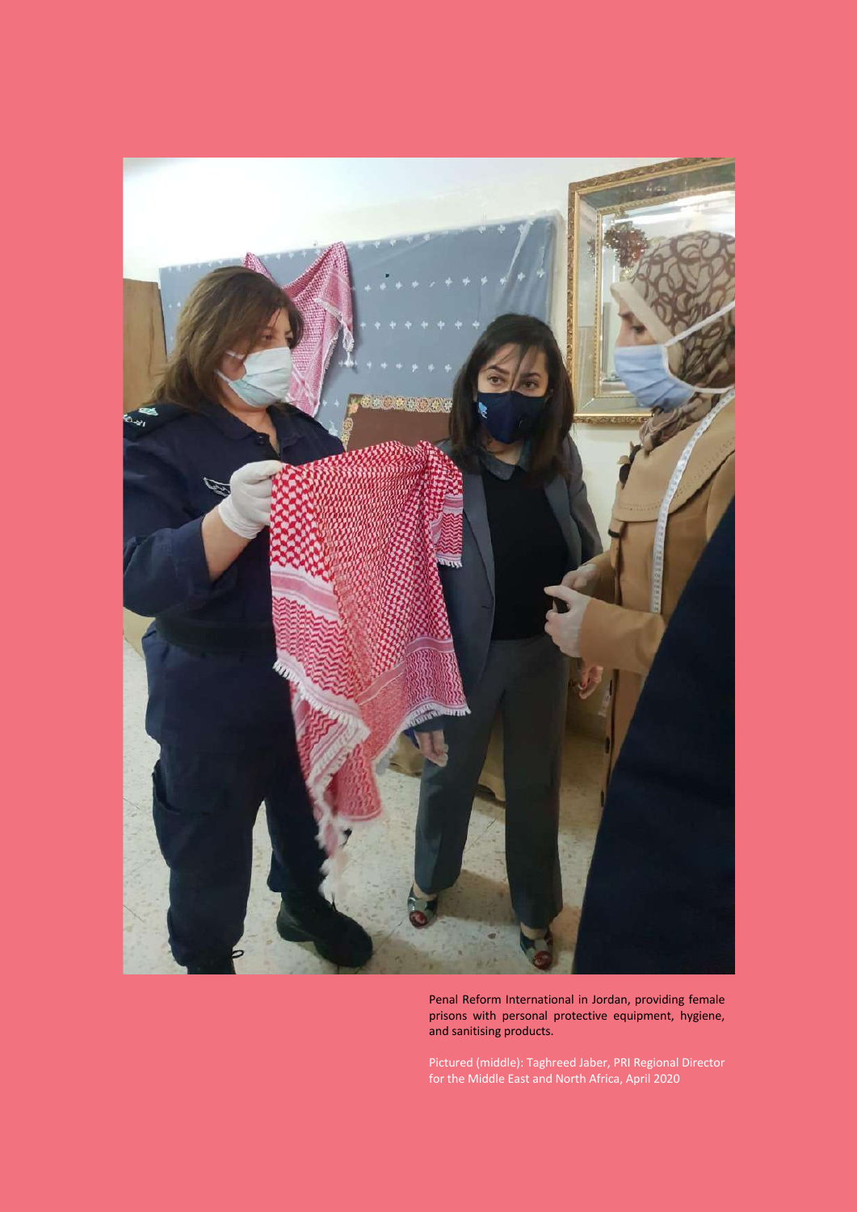Penal Reform International in Jordan, providing female prisons with personal protective equipment, hygiene, and sanitising products.

Pictured (middle): Taghreed Jaber, PRI Regional Director for the Middle East and North Africa, April 2020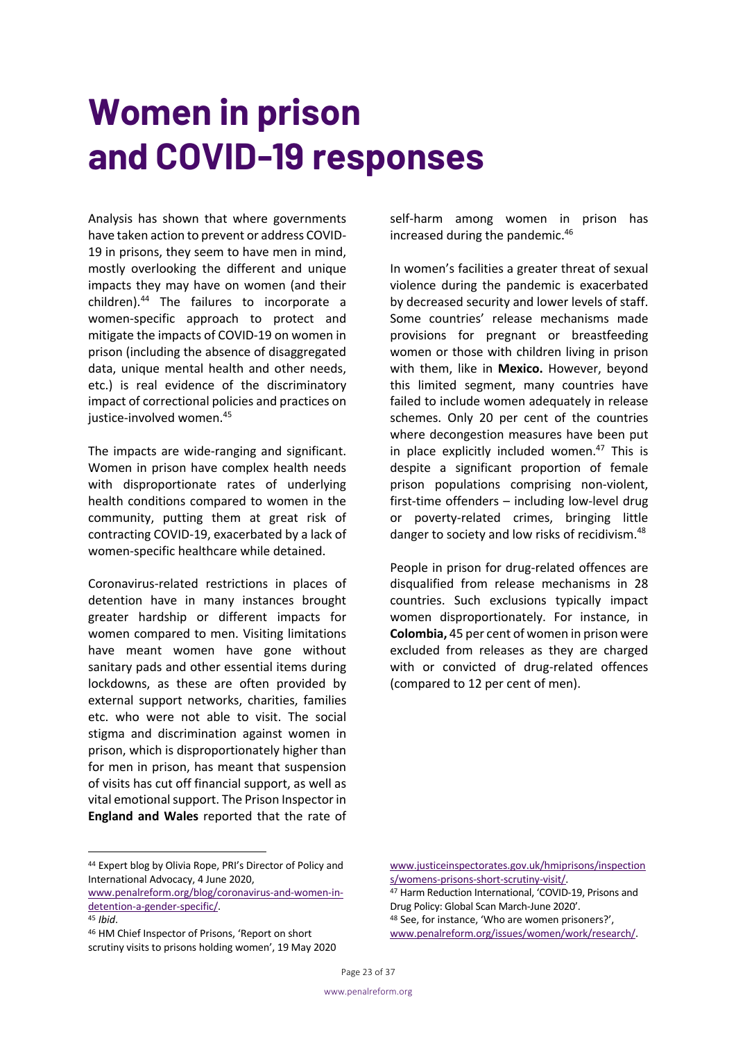# Women in prison and COVID-19 responses

Analysis has shown that where governments have taken action to prevent or address COVID-19 in prisons, they seem to have men in mind, mostly overlooking the different and unique impacts they may have on women (and their children).[44] The failures to incorporate a women-specific approach to protect and mitigate the impacts of COVID-19 on women in prison (including the absence of disaggregated data, unique mental health and other needs, etc.) is real evidence of the discriminatory impact of correctional policies and practices on justice-involved women.[45]

The impacts are wide-ranging and significant. Women in prison have complex health needs with disproportionate rates of underlying health conditions compared to women in the community, putting them at great risk of contracting COVID-19, exacerbated by a lack of women-specific healthcare while detained.

Coronavirus-related restrictions in places of detention have in many instances brought greater hardship or different impacts for women compared to men. Visiting limitations have meant women have gone without sanitary pads and other essential items during lockdowns, as these are often provided by external support networks, charities, families etc. who were not able to visit. The social stigma and discrimination against women in prison, which is disproportionately higher than for men in prison, has meant that suspension of visits has cut off financial support, as well as vital emotional support. The Prison Inspector in **England and Wales** reported that the rate of self-harm among women in prison has increased during the pandemic.[46]

In women's facilities a greater threat of sexual violence during the pandemic is exacerbated by decreased security and lower levels of staff. Some countries' release mechanisms made provisions for pregnant or breastfeeding women or those with children living in prison with them, like in **Mexico.** However, beyond this limited segment, many countries have failed to include women adequately in release schemes. Only 20 per cent of the countries where decongestion measures have been put in place explicitly included women.[47] This is despite a significant proportion of female prison populations comprising non-violent, first-time offenders – including low-level drug or poverty-related crimes, bringing little danger to society and low risks of recidivism.[48]

People in prison for drug-related offences are disqualified from release mechanisms in 28 countries. Such exclusions typically impact women disproportionately. For instance, in **Colombia,** 45 per cent of women in prison were excluded from releases as they are charged with or convicted of drug-related offences (compared to 12 per cent of men).

---

[44] Expert blog by Olivia Rope, PRI's Director of Policy and International Advocacy, 4 June 2020, www.penalreform.org/blog/coronavirus-and-women-in-detention-a-gender-specific/.

[45] *Ibid*.

[46] HM Chief Inspector of Prisons, 'Report on short scrutiny visits to prisons holding women', 19 May 2020 www.justiceinspectorates.gov.uk/hmiprisons/inspections/womens-prisons-short-scrutiny-visit/.

[47] Harm Reduction International, 'COVID-19, Prisons and Drug Policy: Global Scan March-June 2020'.

[48] See, for instance, 'Who are women prisoners?', www.penalreform.org/issues/women/work/research/.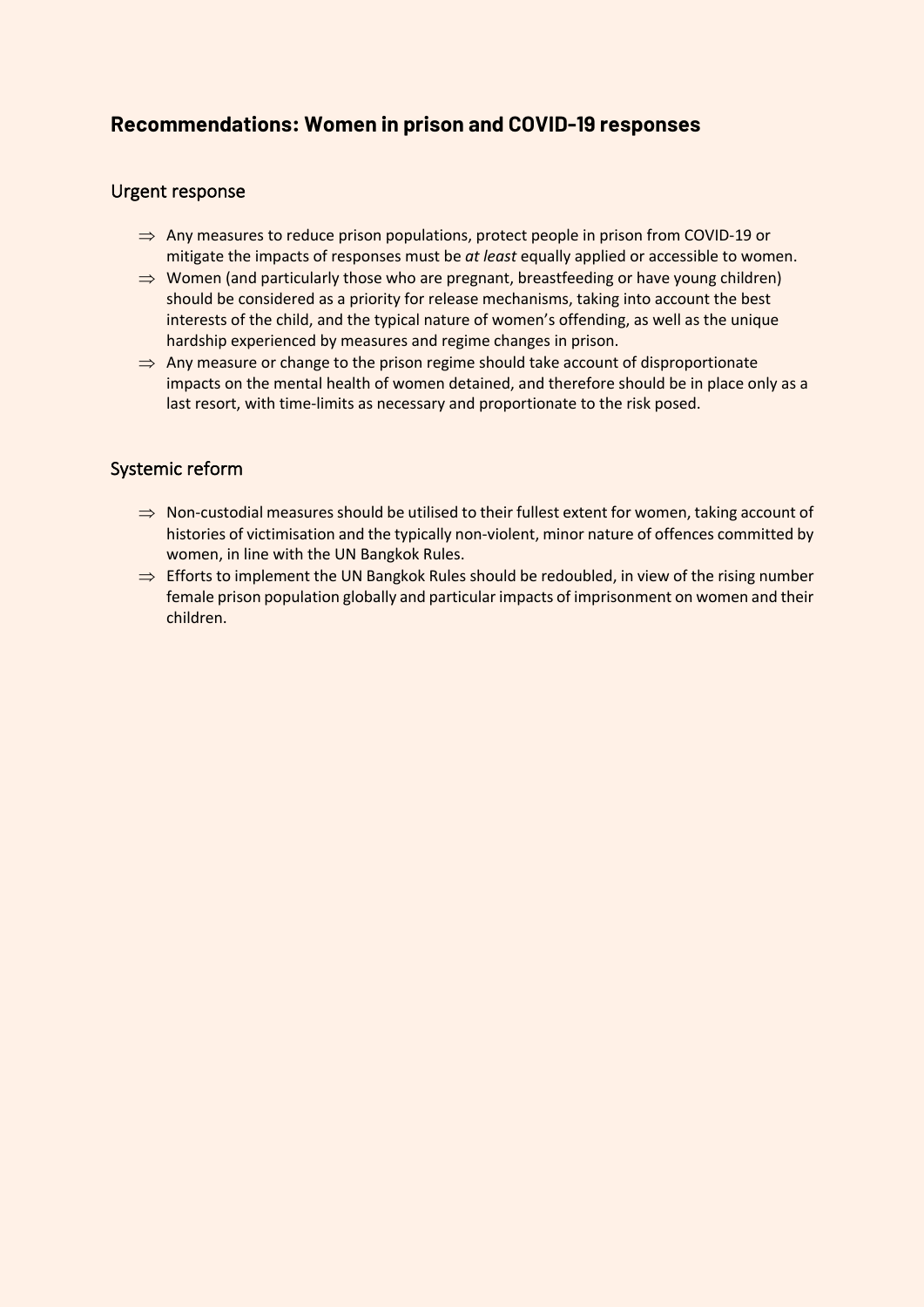## Recommendations: Women in prison and COVID-19 responses

### Urgent response

- ⇒ Any measures to reduce prison populations, protect people in prison from COVID-19 or mitigate the impacts of responses must be *at least* equally applied or accessible to women.
- ⇒ Women (and particularly those who are pregnant, breastfeeding or have young children) should be considered as a priority for release mechanisms, taking into account the best interests of the child, and the typical nature of women's offending, as well as the unique hardship experienced by measures and regime changes in prison.
- ⇒ Any measure or change to the prison regime should take account of disproportionate impacts on the mental health of women detained, and therefore should be in place only as a last resort, with time-limits as necessary and proportionate to the risk posed.

### Systemic reform

- ⇒ Non-custodial measures should be utilised to their fullest extent for women, taking account of histories of victimisation and the typically non-violent, minor nature of offences committed by women, in line with the UN Bangkok Rules.
- ⇒ Efforts to implement the UN Bangkok Rules should be redoubled, in view of the rising number female prison population globally and particular impacts of imprisonment on women and their children.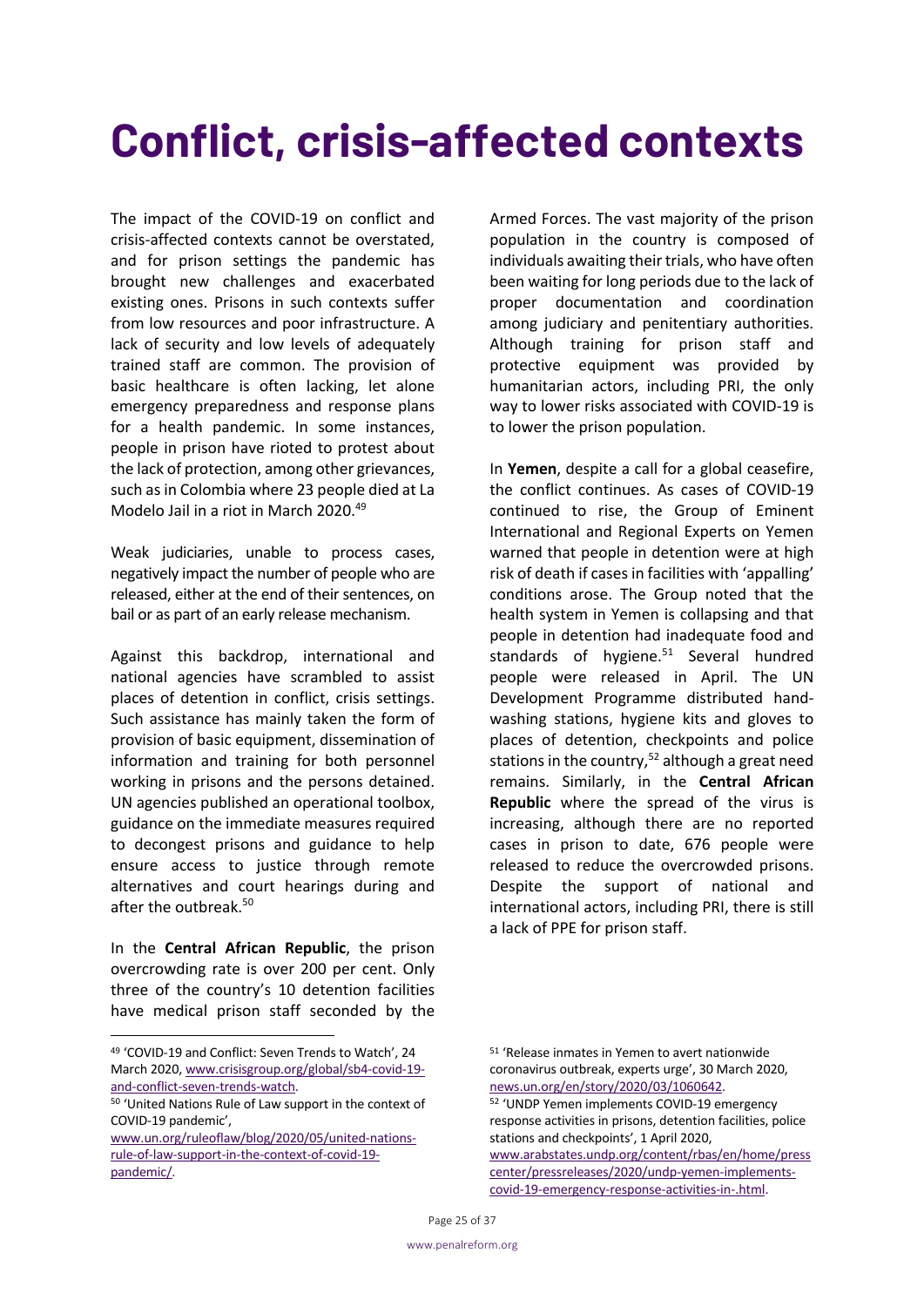# Conflict, crisis-affected contexts

The impact of the COVID-19 on conflict and crisis-affected contexts cannot be overstated, and for prison settings the pandemic has brought new challenges and exacerbated existing ones. Prisons in such contexts suffer from low resources and poor infrastructure. A lack of security and low levels of adequately trained staff are common. The provision of basic healthcare is often lacking, let alone emergency preparedness and response plans for a health pandemic. In some instances, people in prison have rioted to protest about the lack of protection, among other grievances, such as in Colombia where 23 people died at La Modelo Jail in a riot in March 2020.[49]

Weak judiciaries, unable to process cases, negatively impact the number of people who are released, either at the end of their sentences, on bail or as part of an early release mechanism.

Against this backdrop, international and national agencies have scrambled to assist places of detention in conflict, crisis settings. Such assistance has mainly taken the form of provision of basic equipment, dissemination of information and training for both personnel working in prisons and the persons detained. UN agencies published an operational toolbox, guidance on the immediate measures required to decongest prisons and guidance to help ensure access to justice through remote alternatives and court hearings during and after the outbreak.[50]

In the **Central African Republic**, the prison overcrowding rate is over 200 per cent. Only three of the country's 10 detention facilities have medical prison staff seconded by the Armed Forces. The vast majority of the prison population in the country is composed of individuals awaiting their trials, who have often been waiting for long periods due to the lack of proper documentation and coordination among judiciary and penitentiary authorities. Although training for prison staff and protective equipment was provided by humanitarian actors, including PRI, the only way to lower risks associated with COVID-19 is to lower the prison population.

In **Yemen**, despite a call for a global ceasefire, the conflict continues. As cases of COVID-19 continued to rise, the Group of Eminent International and Regional Experts on Yemen warned that people in detention were at high risk of death if cases in facilities with 'appalling' conditions arose. The Group noted that the health system in Yemen is collapsing and that people in detention had inadequate food and standards of hygiene.[51] Several hundred people were released in April. The UN Development Programme distributed hand-washing stations, hygiene kits and gloves to places of detention, checkpoints and police stations in the country,[52] although a great need remains. Similarly, in the **Central African Republic** where the spread of the virus is increasing, although there are no reported cases in prison to date, 676 people were released to reduce the overcrowded prisons. Despite the support of national and international actors, including PRI, there is still a lack of PPE for prison staff.

---

[49] 'COVID-19 and Conflict: Seven Trends to Watch', 24 March 2020, www.crisisgroup.org/global/sb4-covid-19-and-conflict-seven-trends-watch.

[50] 'United Nations Rule of Law support in the context of COVID-19 pandemic', www.un.org/ruleoflaw/blog/2020/05/united-nations-rule-of-law-support-in-the-context-of-covid-19-pandemic/.

[51] 'Release inmates in Yemen to avert nationwide coronavirus outbreak, experts urge', 30 March 2020, news.un.org/en/story/2020/03/1060642.

[52] 'UNDP Yemen implements COVID-19 emergency response activities in prisons, detention facilities, police stations and checkpoints', 1 April 2020, www.arabstates.undp.org/content/rbas/en/home/presscenter/pressreleases/2020/undp-yemen-implements-covid-19-emergency-response-activities-in-.html.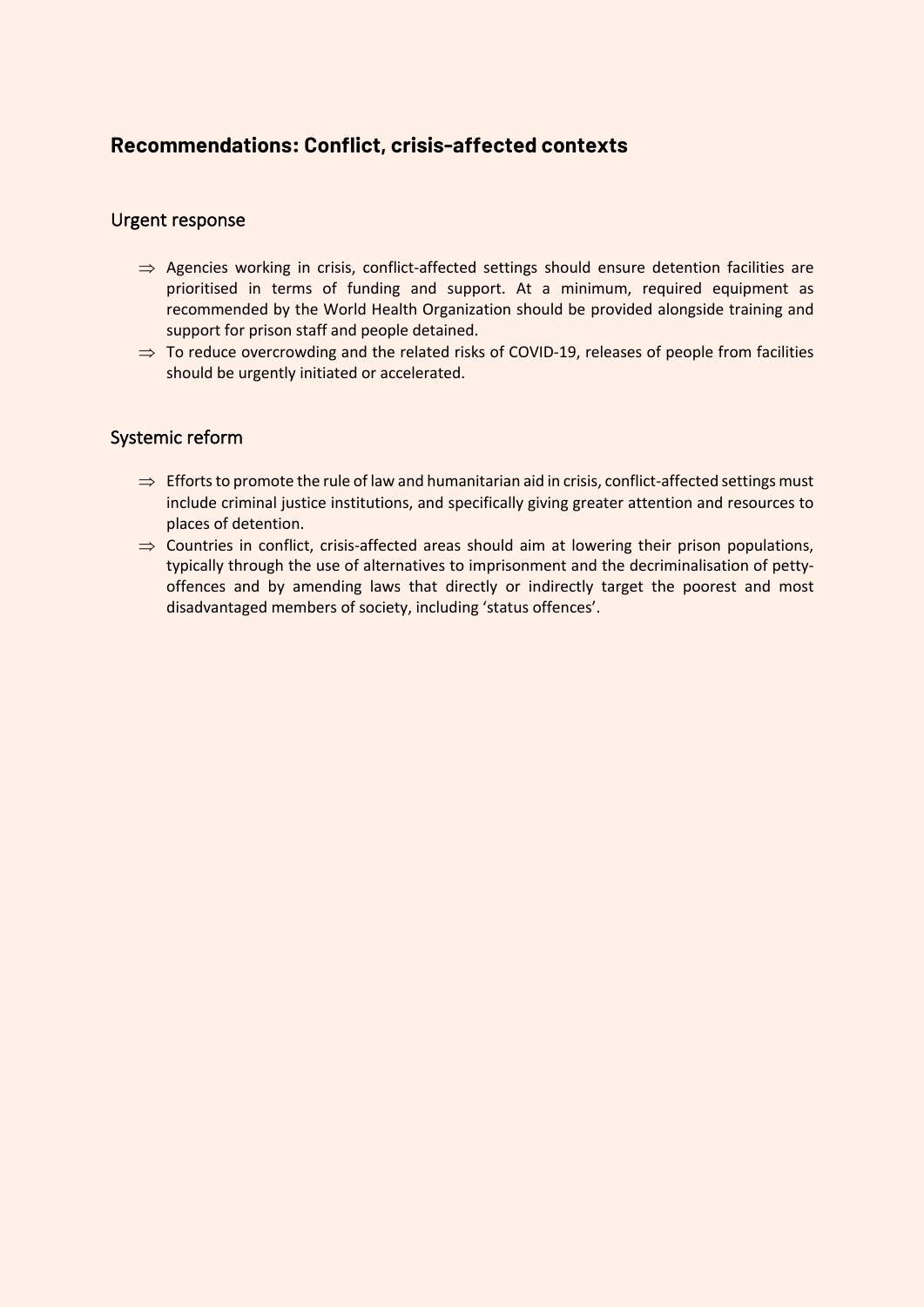## Recommendations: Conflict, crisis-affected contexts

### Urgent response

- ⇒ Agencies working in crisis, conflict-affected settings should ensure detention facilities are prioritised in terms of funding and support. At a minimum, required equipment as recommended by the World Health Organization should be provided alongside training and support for prison staff and people detained.
- ⇒ To reduce overcrowding and the related risks of COVID-19, releases of people from facilities should be urgently initiated or accelerated.

### Systemic reform

- ⇒ Efforts to promote the rule of law and humanitarian aid in crisis, conflict-affected settings must include criminal justice institutions, and specifically giving greater attention and resources to places of detention.
- ⇒ Countries in conflict, crisis-affected areas should aim at lowering their prison populations, typically through the use of alternatives to imprisonment and the decriminalisation of petty-offences and by amending laws that directly or indirectly target the poorest and most disadvantaged members of society, including 'status offences'.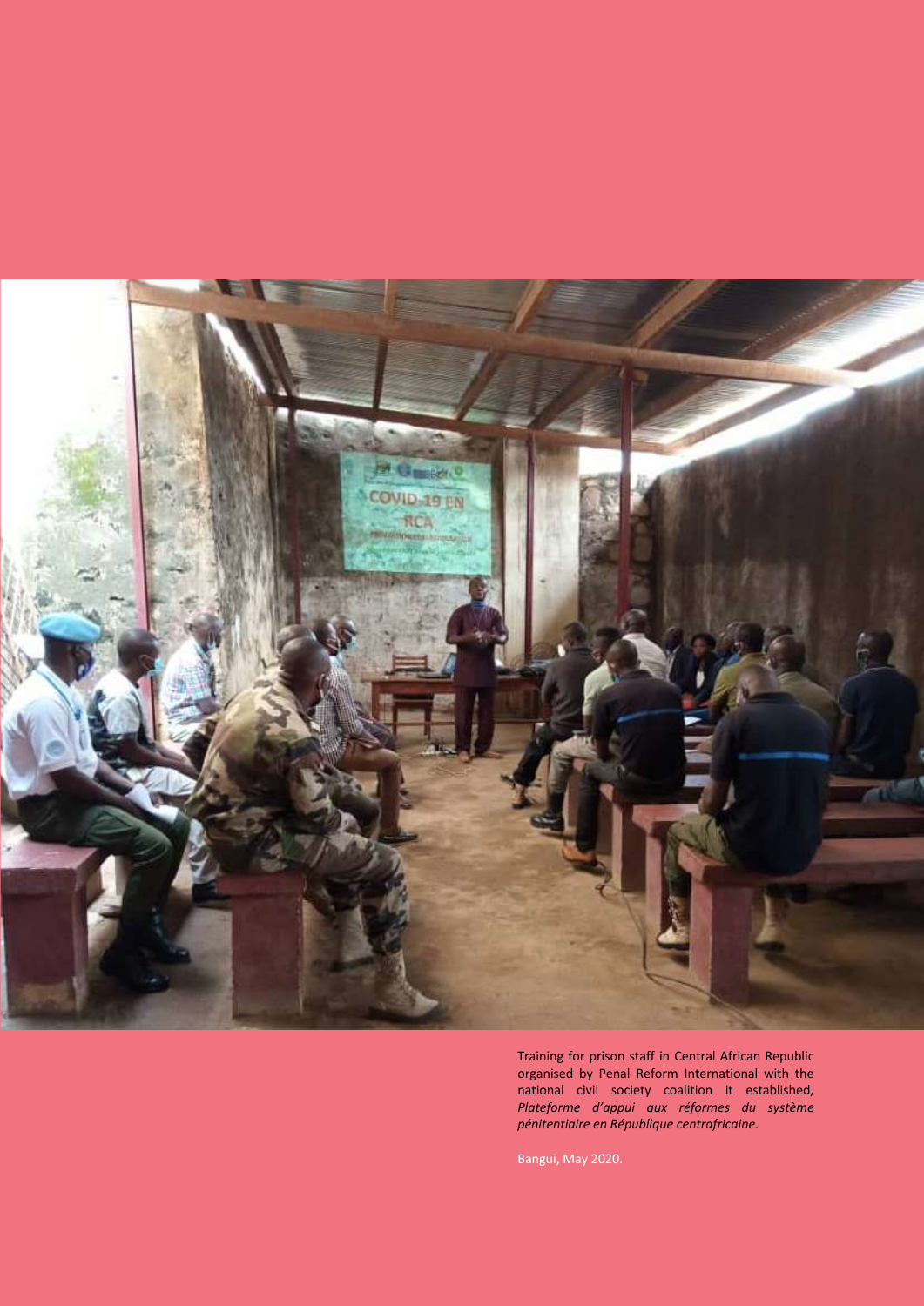Training for prison staff in Central African Republic organised by Penal Reform International with the national civil society coalition it established, *Plateforme d'appui aux réformes du système pénitentiaire en République centrafricaine*.

Bangui, May 2020.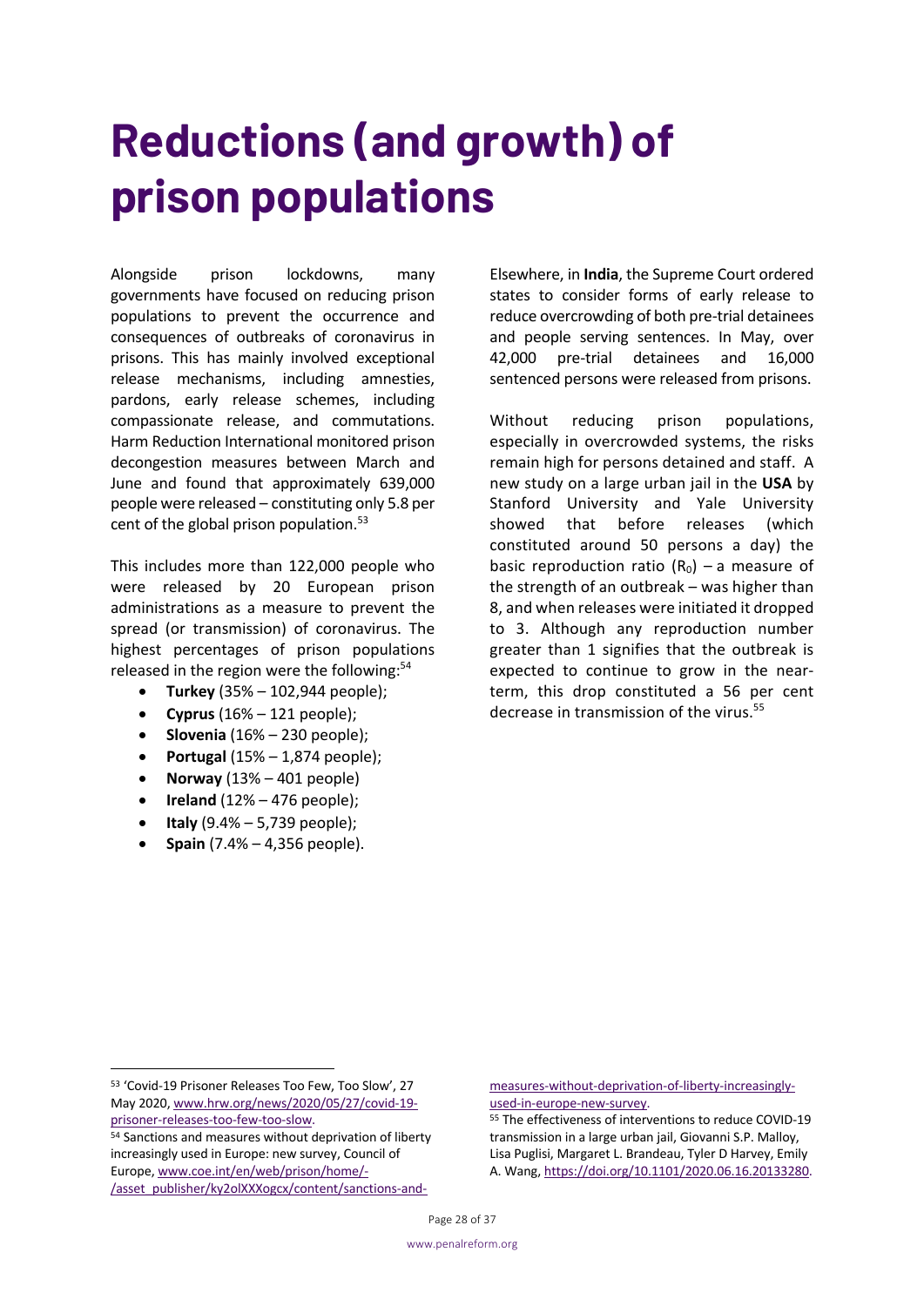# Reductions (and growth) of prison populations

Alongside prison lockdowns, many governments have focused on reducing prison populations to prevent the occurrence and consequences of outbreaks of coronavirus in prisons. This has mainly involved exceptional release mechanisms, including amnesties, pardons, early release schemes, including compassionate release, and commutations. Harm Reduction International monitored prison decongestion measures between March and June and found that approximately 639,000 people were released – constituting only 5.8 per cent of the global prison population.[53]

This includes more than 122,000 people who were released by 20 European prison administrations as a measure to prevent the spread (or transmission) of coronavirus. The highest percentages of prison populations released in the region were the following:[54]

- **Turkey** (35% – 102,944 people);
- **Cyprus** (16% – 121 people);
- **Slovenia** (16% – 230 people);
- **Portugal** (15% – 1,874 people);
- **Norway** (13% – 401 people)
- **Ireland** (12% – 476 people);
- **Italy** (9.4% – 5,739 people);
- **Spain** (7.4% – 4,356 people).

Elsewhere, in **India**, the Supreme Court ordered states to consider forms of early release to reduce overcrowding of both pre-trial detainees and people serving sentences. In May, over 42,000 pre-trial detainees and 16,000 sentenced persons were released from prisons.

Without reducing prison populations, especially in overcrowded systems, the risks remain high for persons detained and staff. A new study on a large urban jail in the **USA** by Stanford University and Yale University showed that before releases (which constituted around 50 persons a day) the basic reproduction ratio ($R_0$) – a measure of the strength of an outbreak – was higher than 8, and when releases were initiated it dropped to 3. Although any reproduction number greater than 1 signifies that the outbreak is expected to continue to grow in the near-term, this drop constituted a 56 per cent decrease in transmission of the virus.[55]

---

[53] 'Covid-19 Prisoner Releases Too Few, Too Slow', 27 May 2020, www.hrw.org/news/2020/05/27/covid-19-prisoner-releases-too-few-too-slow.

[54] Sanctions and measures without deprivation of liberty increasingly used in Europe: new survey, Council of Europe, www.coe.int/en/web/prison/home/-/asset_publisher/ky2olXXXogcx/content/sanctions-and-measures-without-deprivation-of-liberty-increasingly-used-in-europe-new-survey.

[55] The effectiveness of interventions to reduce COVID-19 transmission in a large urban jail, Giovanni S.P. Malloy, Lisa Puglisi, Margaret L. Brandeau, Tyler D Harvey, Emily A. Wang, https://doi.org/10.1101/2020.06.16.20133280.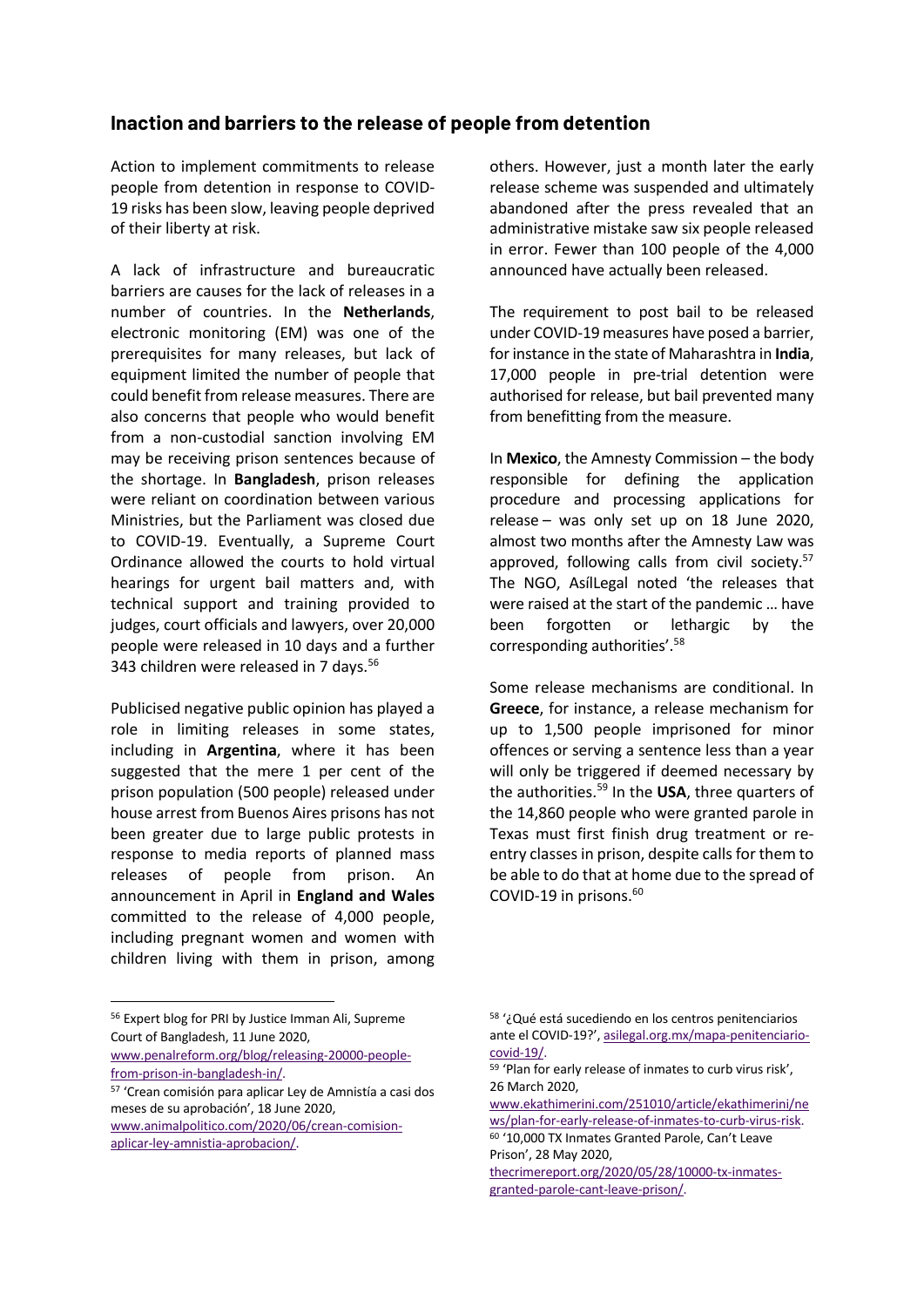## Inaction and barriers to the release of people from detention

Action to implement commitments to release people from detention in response to COVID-19 risks has been slow, leaving people deprived of their liberty at risk.

A lack of infrastructure and bureaucratic barriers are causes for the lack of releases in a number of countries. In the **Netherlands**, electronic monitoring (EM) was one of the prerequisites for many releases, but lack of equipment limited the number of people that could benefit from release measures. There are also concerns that people who would benefit from a non-custodial sanction involving EM may be receiving prison sentences because of the shortage. In **Bangladesh**, prison releases were reliant on coordination between various Ministries, but the Parliament was closed due to COVID-19. Eventually, a Supreme Court Ordinance allowed the courts to hold virtual hearings for urgent bail matters and, with technical support and training provided to judges, court officials and lawyers, over 20,000 people were released in 10 days and a further 343 children were released in 7 days.[56]

Publicised negative public opinion has played a role in limiting releases in some states, including in **Argentina**, where it has been suggested that the mere 1 per cent of the prison population (500 people) released under house arrest from Buenos Aires prisons has not been greater due to large public protests in response to media reports of planned mass releases of people from prison. An announcement in April in **England and Wales** committed to the release of 4,000 people, including pregnant women and women with children living with them in prison, among others. However, just a month later the early release scheme was suspended and ultimately abandoned after the press revealed that an administrative mistake saw six people released in error. Fewer than 100 people of the 4,000 announced have actually been released.

The requirement to post bail to be released under COVID-19 measures have posed a barrier, for instance in the state of Maharashtra in **India**, 17,000 people in pre-trial detention were authorised for release, but bail prevented many from benefitting from the measure.

In **Mexico**, the Amnesty Commission – the body responsible for defining the application procedure and processing applications for release – was only set up on 18 June 2020, almost two months after the Amnesty Law was approved, following calls from civil society.[57] The NGO, AsílLegal noted 'the releases that were raised at the start of the pandemic … have been forgotten or lethargic by the corresponding authorities'.[58]

Some release mechanisms are conditional. In **Greece**, for instance, a release mechanism for up to 1,500 people imprisoned for minor offences or serving a sentence less than a year will only be triggered if deemed necessary by the authorities.[59] In the **USA**, three quarters of the 14,860 people who were granted parole in Texas must first finish drug treatment or re-entry classes in prison, despite calls for them to be able to do that at home due to the spread of COVID-19 in prisons.[60]

---

[56] Expert blog for PRI by Justice Imman Ali, Supreme Court of Bangladesh, 11 June 2020, www.penalreform.org/blog/releasing-20000-people-from-prison-in-bangladesh-in/.

[57] 'Crean comisión para aplicar Ley de Amnistía a casi dos meses de su aprobación', 18 June 2020, www.animalpolitico.com/2020/06/crean-comision-aplicar-ley-amnistia-aprobacion/.

[58] '¿Qué está sucediendo en los centros penitenciarios ante el COVID-19?', asilegal.org.mx/mapa-penitenciario-covid-19/.

[59] 'Plan for early release of inmates to curb virus risk', 26 March 2020, www.ekathimerini.com/251010/article/ekathimerini/news/plan-for-early-release-of-inmates-to-curb-virus-risk.

[60] '10,000 TX Inmates Granted Parole, Can't Leave Prison', 28 May 2020, thecrimereport.org/2020/05/28/10000-tx-inmates-granted-parole-cant-leave-prison/.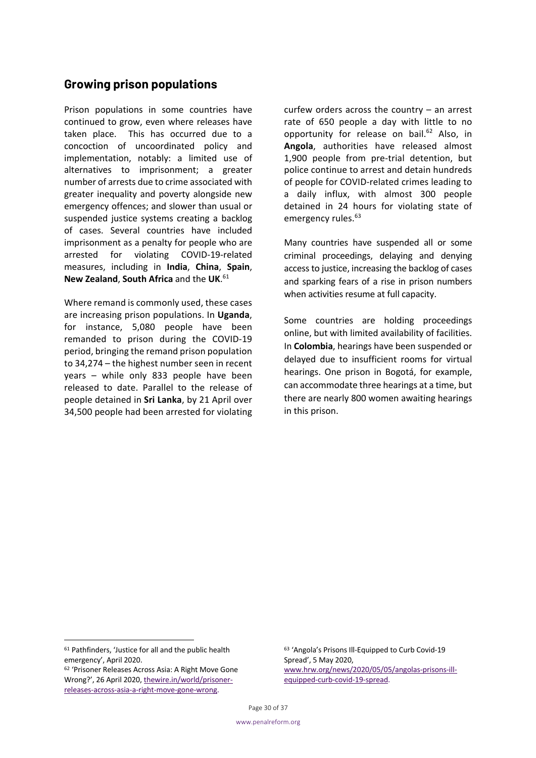## Growing prison populations

Prison populations in some countries have continued to grow, even where releases have taken place. This has occurred due to a concoction of uncoordinated policy and implementation, notably: a limited use of alternatives to imprisonment; a greater number of arrests due to crime associated with greater inequality and poverty alongside new emergency offences; and slower than usual or suspended justice systems creating a backlog of cases. Several countries have included imprisonment as a penalty for people who are arrested for violating COVID-19-related measures, including in **India**, **China**, **Spain**, **New Zealand**, **South Africa** and the **UK**.[61]

Where remand is commonly used, these cases are increasing prison populations. In **Uganda**, for instance, 5,080 people have been remanded to prison during the COVID-19 period, bringing the remand prison population to 34,274 – the highest number seen in recent years – while only 833 people have been released to date. Parallel to the release of people detained in **Sri Lanka**, by 21 April over 34,500 people had been arrested for violating curfew orders across the country – an arrest rate of 650 people a day with little to no opportunity for release on bail.[62] Also, in **Angola**, authorities have released almost 1,900 people from pre-trial detention, but police continue to arrest and detain hundreds of people for COVID-related crimes leading to a daily influx, with almost 300 people detained in 24 hours for violating state of emergency rules.[63]

Many countries have suspended all or some criminal proceedings, delaying and denying access to justice, increasing the backlog of cases and sparking fears of a rise in prison numbers when activities resume at full capacity.

Some countries are holding proceedings online, but with limited availability of facilities. In **Colombia**, hearings have been suspended or delayed due to insufficient rooms for virtual hearings. One prison in Bogotá, for example, can accommodate three hearings at a time, but there are nearly 800 women awaiting hearings in this prison.

---

[61] Pathfinders, 'Justice for all and the public health emergency', April 2020.

[62] 'Prisoner Releases Across Asia: A Right Move Gone Wrong?', 26 April 2020, thewire.in/world/prisoner-releases-across-asia-a-right-move-gone-wrong.

[63] 'Angola's Prisons Ill-Equipped to Curb Covid-19 Spread', 5 May 2020, www.hrw.org/news/2020/05/05/angolas-prisons-ill-equipped-curb-covid-19-spread.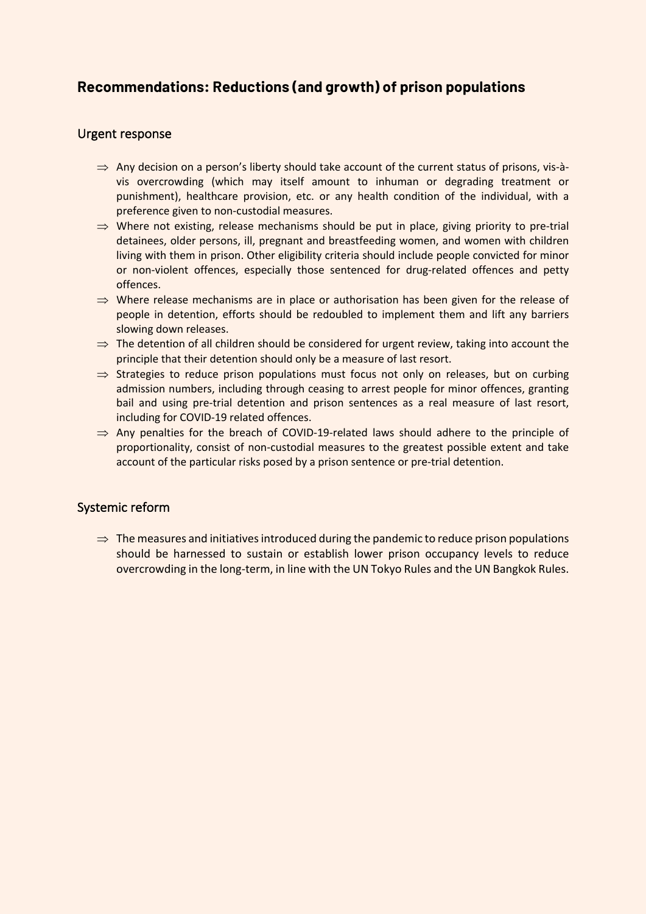## Recommendations: Reductions (and growth) of prison populations

### Urgent response

⇒ Any decision on a person's liberty should take account of the current status of prisons, vis-à-vis overcrowding (which may itself amount to inhuman or degrading treatment or punishment), healthcare provision, etc. or any health condition of the individual, with a preference given to non-custodial measures.

⇒ Where not existing, release mechanisms should be put in place, giving priority to pre-trial detainees, older persons, ill, pregnant and breastfeeding women, and women with children living with them in prison. Other eligibility criteria should include people convicted for minor or non-violent offences, especially those sentenced for drug-related offences and petty offences.

⇒ Where release mechanisms are in place or authorisation has been given for the release of people in detention, efforts should be redoubled to implement them and lift any barriers slowing down releases.

⇒ The detention of all children should be considered for urgent review, taking into account the principle that their detention should only be a measure of last resort.

⇒ Strategies to reduce prison populations must focus not only on releases, but on curbing admission numbers, including through ceasing to arrest people for minor offences, granting bail and using pre-trial detention and prison sentences as a real measure of last resort, including for COVID-19 related offences.

⇒ Any penalties for the breach of COVID-19-related laws should adhere to the principle of proportionality, consist of non-custodial measures to the greatest possible extent and take account of the particular risks posed by a prison sentence or pre-trial detention.

### Systemic reform

⇒ The measures and initiatives introduced during the pandemic to reduce prison populations should be harnessed to sustain or establish lower prison occupancy levels to reduce overcrowding in the long-term, in line with the UN Tokyo Rules and the UN Bangkok Rules.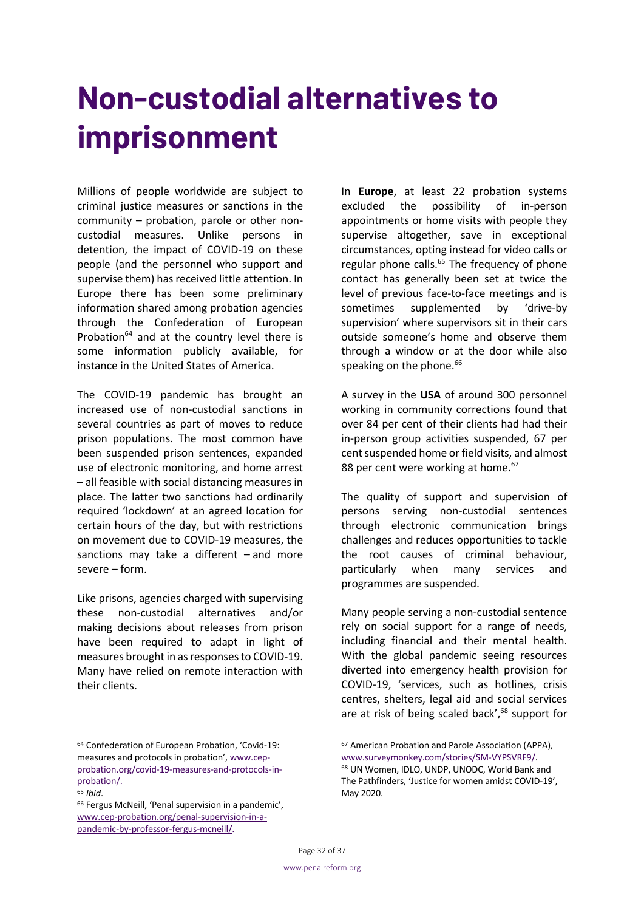# Non-custodial alternatives to imprisonment

Millions of people worldwide are subject to criminal justice measures or sanctions in the community – probation, parole or other non-custodial measures. Unlike persons in detention, the impact of COVID-19 on these people (and the personnel who support and supervise them) has received little attention. In Europe there has been some preliminary information shared among probation agencies through the Confederation of European Probation[64] and at the country level there is some information publicly available, for instance in the United States of America.

The COVID-19 pandemic has brought an increased use of non-custodial sanctions in several countries as part of moves to reduce prison populations. The most common have been suspended prison sentences, expanded use of electronic monitoring, and home arrest – all feasible with social distancing measures in place. The latter two sanctions had ordinarily required 'lockdown' at an agreed location for certain hours of the day, but with restrictions on movement due to COVID-19 measures, the sanctions may take a different – and more severe – form.

Like prisons, agencies charged with supervising these non-custodial alternatives and/or making decisions about releases from prison have been required to adapt in light of measures brought in as responses to COVID-19. Many have relied on remote interaction with their clients.

In **Europe**, at least 22 probation systems excluded the possibility of in-person appointments or home visits with people they supervise altogether, save in exceptional circumstances, opting instead for video calls or regular phone calls.[65] The frequency of phone contact has generally been set at twice the level of previous face-to-face meetings and is sometimes supplemented by 'drive-by supervision' where supervisors sit in their cars outside someone's home and observe them through a window or at the door while also speaking on the phone.[66]

A survey in the **USA** of around 300 personnel working in community corrections found that over 84 per cent of their clients had had their in-person group activities suspended, 67 per cent suspended home or field visits, and almost 88 per cent were working at home.[67]

The quality of support and supervision of persons serving non-custodial sentences through electronic communication brings challenges and reduces opportunities to tackle the root causes of criminal behaviour, particularly when many services and programmes are suspended.

Many people serving a non-custodial sentence rely on social support for a range of needs, including financial and their mental health. With the global pandemic seeing resources diverted into emergency health provision for COVID-19, 'services, such as hotlines, crisis centres, shelters, legal aid and social services are at risk of being scaled back',[68] support for

---

[64] Confederation of European Probation, 'Covid-19: measures and protocols in probation', www.cep-probation.org/covid-19-measures-and-protocols-in-probation/.

[65] *Ibid*.

[66] Fergus McNeill, 'Penal supervision in a pandemic', www.cep-probation.org/penal-supervision-in-a-pandemic-by-professor-fergus-mcneill/.

[67] American Probation and Parole Association (APPA), www.surveymonkey.com/stories/SM-VYPSVRF9/.

[68] UN Women, IDLO, UNDP, UNODC, World Bank and The Pathfinders, 'Justice for women amidst COVID-19', May 2020.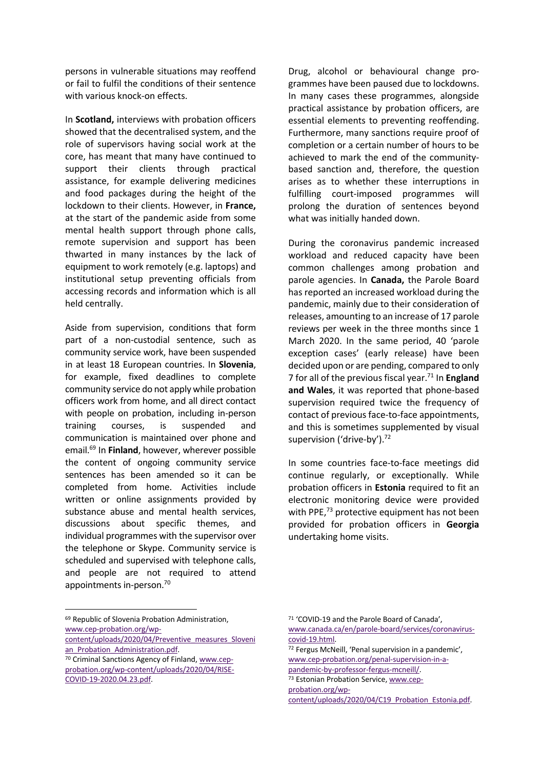persons in vulnerable situations may reoffend or fail to fulfil the conditions of their sentence with various knock-on effects.

In **Scotland,** interviews with probation officers showed that the decentralised system, and the role of supervisors having social work at the core, has meant that many have continued to support their clients through practical assistance, for example delivering medicines and food packages during the height of the lockdown to their clients. However, in **France,** at the start of the pandemic aside from some mental health support through phone calls, remote supervision and support has been thwarted in many instances by the lack of equipment to work remotely (e.g. laptops) and institutional setup preventing officials from accessing records and information which is all held centrally.

Aside from supervision, conditions that form part of a non-custodial sentence, such as community service work, have been suspended in at least 18 European countries. In **Slovenia**, for example, fixed deadlines to complete community service do not apply while probation officers work from home, and all direct contact with people on probation, including in-person training courses, is suspended and communication is maintained over phone and email.[69] In **Finland**, however, wherever possible the content of ongoing community service sentences has been amended so it can be completed from home. Activities include written or online assignments provided by substance abuse and mental health services, discussions about specific themes, and individual programmes with the supervisor over the telephone or Skype. Community service is scheduled and supervised with telephone calls, and people are not required to attend appointments in-person.[70]

Drug, alcohol or behavioural change programmes have been paused due to lockdowns. In many cases these programmes, alongside practical assistance by probation officers, are essential elements to preventing reoffending. Furthermore, many sanctions require proof of completion or a certain number of hours to be achieved to mark the end of the community-based sanction and, therefore, the question arises as to whether these interruptions in fulfilling court-imposed programmes will prolong the duration of sentences beyond what was initially handed down.

During the coronavirus pandemic increased workload and reduced capacity have been common challenges among probation and parole agencies. In **Canada,** the Parole Board has reported an increased workload during the pandemic, mainly due to their consideration of releases, amounting to an increase of 17 parole reviews per week in the three months since 1 March 2020. In the same period, 40 'parole exception cases' (early release) have been decided upon or are pending, compared to only 7 for all of the previous fiscal year.[71] In **England and Wales**, it was reported that phone-based supervision required twice the frequency of contact of previous face-to-face appointments, and this is sometimes supplemented by visual supervision ('drive-by').[72]

In some countries face-to-face meetings did continue regularly, or exceptionally. While probation officers in **Estonia** required to fit an electronic monitoring device were provided with PPE,[73] protective equipment has not been provided for probation officers in **Georgia** undertaking home visits.

---

[69] Republic of Slovenia Probation Administration, www.cep-probation.org/wp-content/uploads/2020/04/Preventive_measures_Slovenian_Probation_Administration.pdf.

[70] Criminal Sanctions Agency of Finland, www.cep-probation.org/wp-content/uploads/2020/04/RISE-COVID-19-2020.04.23.pdf.

[71] 'COVID-19 and the Parole Board of Canada', www.canada.ca/en/parole-board/services/coronavirus-covid-19.html.

[72] Fergus McNeill, 'Penal supervision in a pandemic', www.cep-probation.org/penal-supervision-in-a-pandemic-by-professor-fergus-mcneill/.

[73] Estonian Probation Service, www.cep-probation.org/wp-content/uploads/2020/04/C19_Probation_Estonia.pdf.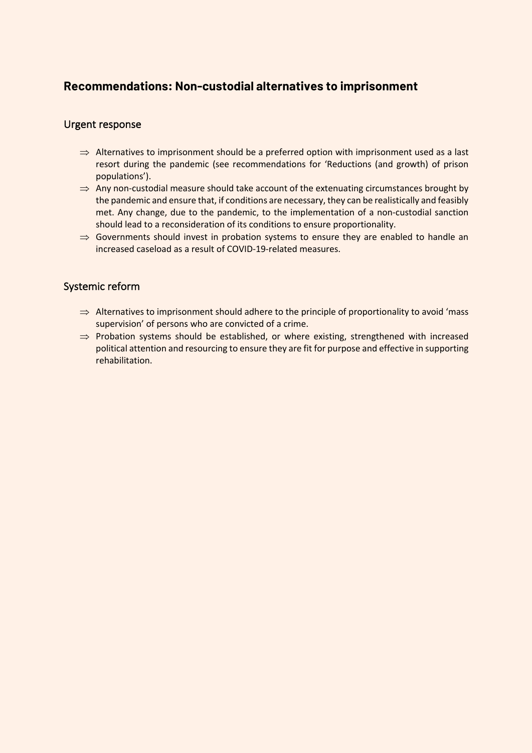## Recommendations: Non-custodial alternatives to imprisonment

### Urgent response

- ⇒ Alternatives to imprisonment should be a preferred option with imprisonment used as a last resort during the pandemic (see recommendations for 'Reductions (and growth) of prison populations').
- ⇒ Any non-custodial measure should take account of the extenuating circumstances brought by the pandemic and ensure that, if conditions are necessary, they can be realistically and feasibly met. Any change, due to the pandemic, to the implementation of a non-custodial sanction should lead to a reconsideration of its conditions to ensure proportionality.
- ⇒ Governments should invest in probation systems to ensure they are enabled to handle an increased caseload as a result of COVID-19-related measures.

### Systemic reform

- ⇒ Alternatives to imprisonment should adhere to the principle of proportionality to avoid 'mass supervision' of persons who are convicted of a crime.
- ⇒ Probation systems should be established, or where existing, strengthened with increased political attention and resourcing to ensure they are fit for purpose and effective in supporting rehabilitation.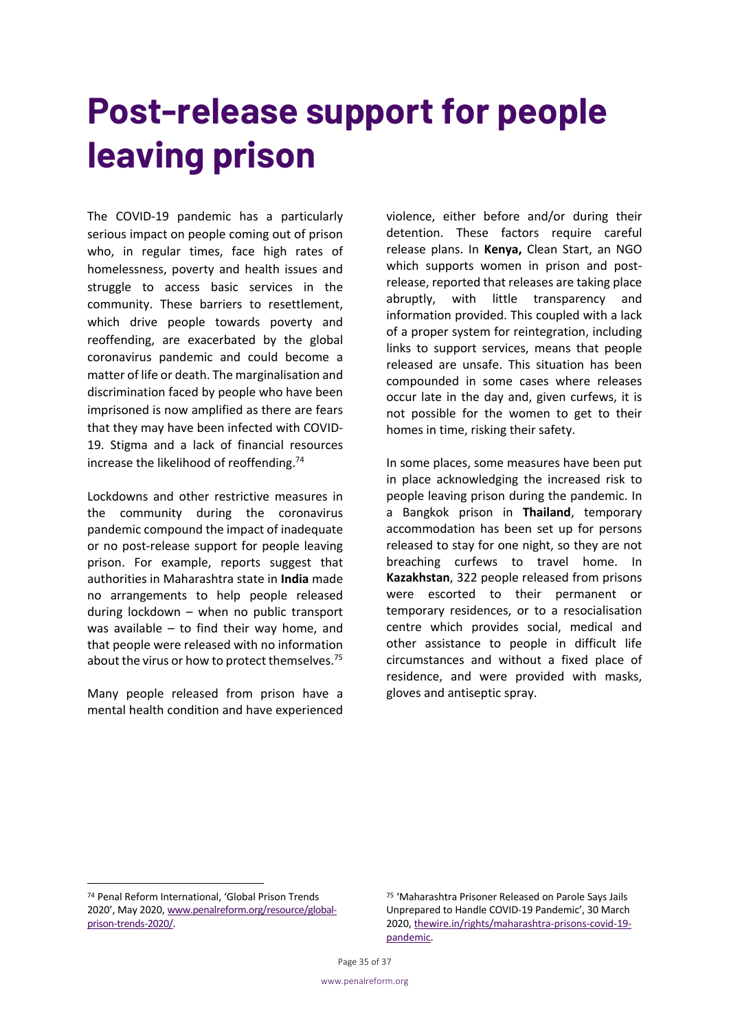# Post-release support for people leaving prison

The COVID-19 pandemic has a particularly serious impact on people coming out of prison who, in regular times, face high rates of homelessness, poverty and health issues and struggle to access basic services in the community. These barriers to resettlement, which drive people towards poverty and reoffending, are exacerbated by the global coronavirus pandemic and could become a matter of life or death. The marginalisation and discrimination faced by people who have been imprisoned is now amplified as there are fears that they may have been infected with COVID-19. Stigma and a lack of financial resources increase the likelihood of reoffending.[74]

Lockdowns and other restrictive measures in the community during the coronavirus pandemic compound the impact of inadequate or no post-release support for people leaving prison. For example, reports suggest that authorities in Maharashtra state in **India** made no arrangements to help people released during lockdown – when no public transport was available – to find their way home, and that people were released with no information about the virus or how to protect themselves.[75]

Many people released from prison have a mental health condition and have experienced violence, either before and/or during their detention. These factors require careful release plans. In **Kenya,** Clean Start, an NGO which supports women in prison and post-release, reported that releases are taking place abruptly, with little transparency and information provided. This coupled with a lack of a proper system for reintegration, including links to support services, means that people released are unsafe. This situation has been compounded in some cases where releases occur late in the day and, given curfews, it is not possible for the women to get to their homes in time, risking their safety.

In some places, some measures have been put in place acknowledging the increased risk to people leaving prison during the pandemic. In a Bangkok prison in **Thailand**, temporary accommodation has been set up for persons released to stay for one night, so they are not breaching curfews to travel home. In **Kazakhstan**, 322 people released from prisons were escorted to their permanent or temporary residences, or to a resocialisation centre which provides social, medical and other assistance to people in difficult life circumstances and without a fixed place of residence, and were provided with masks, gloves and antiseptic spray.

---

[74] Penal Reform International, 'Global Prison Trends 2020', May 2020, www.penalreform.org/resource/global-prison-trends-2020/.

[75] 'Maharashtra Prisoner Released on Parole Says Jails Unprepared to Handle COVID-19 Pandemic', 30 March 2020, thewire.in/rights/maharashtra-prisons-covid-19-pandemic.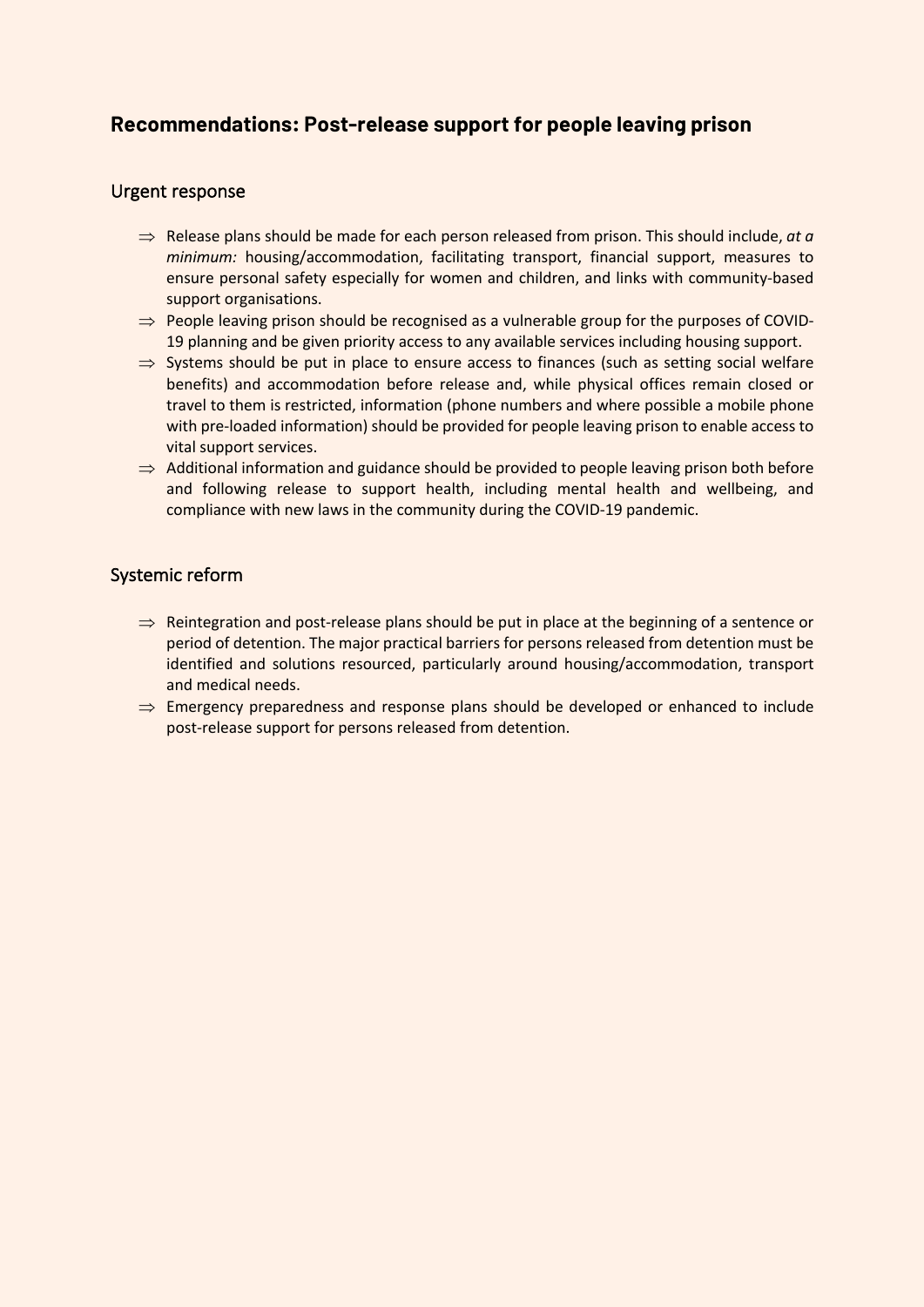## Recommendations: Post-release support for people leaving prison

### Urgent response

- ⇒ Release plans should be made for each person released from prison. This should include, *at a minimum:* housing/accommodation, facilitating transport, financial support, measures to ensure personal safety especially for women and children, and links with community-based support organisations.
- ⇒ People leaving prison should be recognised as a vulnerable group for the purposes of COVID-19 planning and be given priority access to any available services including housing support.
- ⇒ Systems should be put in place to ensure access to finances (such as setting social welfare benefits) and accommodation before release and, while physical offices remain closed or travel to them is restricted, information (phone numbers and where possible a mobile phone with pre-loaded information) should be provided for people leaving prison to enable access to vital support services.
- ⇒ Additional information and guidance should be provided to people leaving prison both before and following release to support health, including mental health and wellbeing, and compliance with new laws in the community during the COVID-19 pandemic.

### Systemic reform

- ⇒ Reintegration and post-release plans should be put in place at the beginning of a sentence or period of detention. The major practical barriers for persons released from detention must be identified and solutions resourced, particularly around housing/accommodation, transport and medical needs.
- ⇒ Emergency preparedness and response plans should be developed or enhanced to include post-release support for persons released from detention.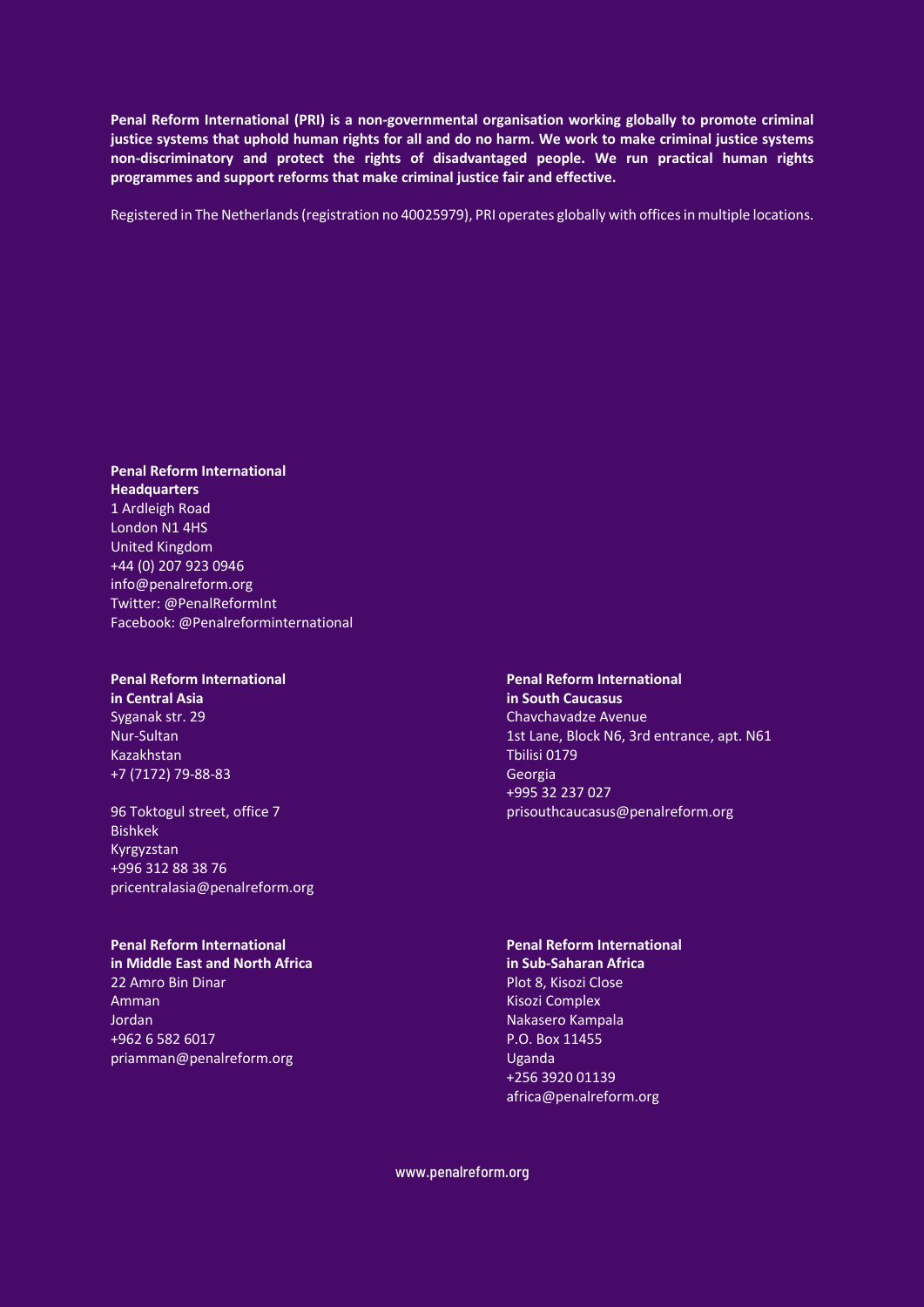**Penal Reform International (PRI) is a non-governmental organisation working globally to promote criminal justice systems that uphold human rights for all and do no harm. We work to make criminal justice systems non-discriminatory and protect the rights of disadvantaged people. We run practical human rights programmes and support reforms that make criminal justice fair and effective.**

Registered in The Netherlands (registration no 40025979), PRI operates globally with offices in multiple locations.

**Penal Reform International**
**Headquarters**
1 Ardleigh Road
London N1 4HS
United Kingdom
+44 (0) 207 923 0946
info@penalreform.org
Twitter: @PenalReformInt
Facebook: @Penalreforminternational

**Penal Reform International**
**in Central Asia**
Syganak str. 29
Nur-Sultan
Kazakhstan
+7 (7172) 79-88-83

96 Toktogul street, office 7
Bishkek
Kyrgyzstan
+996 312 88 38 76
pricentralasia@penalreform.org

**Penal Reform International**
**in South Caucasus**
Chavchavadze Avenue
1st Lane, Block N6, 3rd entrance, apt. N61
Tbilisi 0179
Georgia
+995 32 237 027
prisouthcaucasus@penalreform.org

**Penal Reform International**
**in Middle East and North Africa**
22 Amro Bin Dinar
Amman
Jordan
+962 6 582 6017
priamman@penalreform.org

**Penal Reform International**
**in Sub-Saharan Africa**
Plot 8, Kisozi Close
Kisozi Complex
Nakasero Kampala
P.O. Box 11455
Uganda
+256 3920 01139
africa@penalreform.org

www.penalreform.org